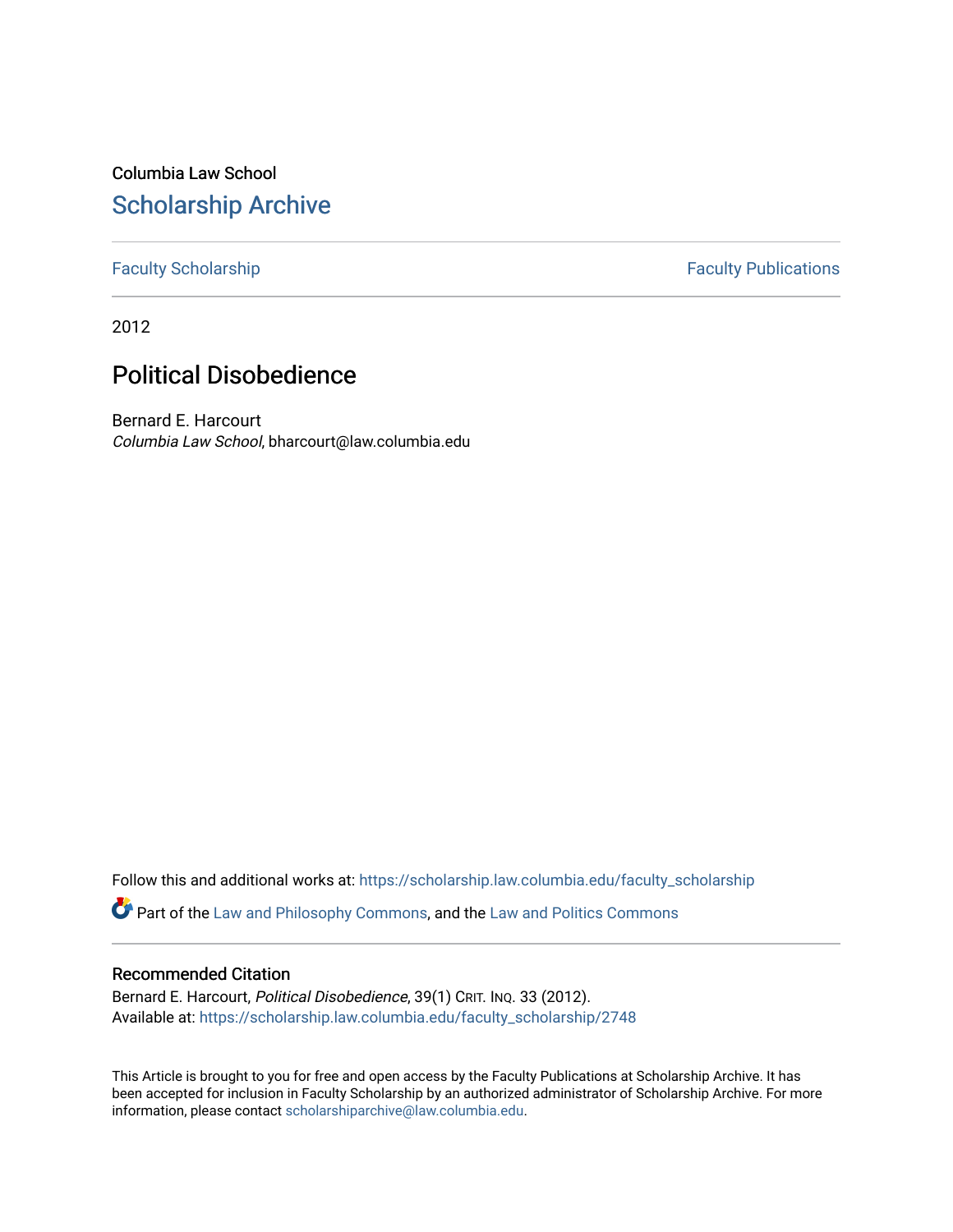Columbia Law School

# Scholarship Archive

Faculty Scholarship | Faculty Publications

2012

## Political Disobedience

Bernard E. Harcourt
*Columbia Law School*, bharcourt@law.columbia.edu

Follow this and additional works at: https://scholarship.law.columbia.edu/faculty_scholarship

Part of the Law and Philosophy Commons, and the Law and Politics Commons

### Recommended Citation

Bernard E. Harcourt, *Political Disobedience*, 39(1) Crit. Inq. 33 (2012).
Available at: https://scholarship.law.columbia.edu/faculty_scholarship/2748

This Article is brought to you for free and open access by the Faculty Publications at Scholarship Archive. It has been accepted for inclusion in Faculty Scholarship by an authorized administrator of Scholarship Archive. For more information, please contact scholarshiparchive@law.columbia.edu.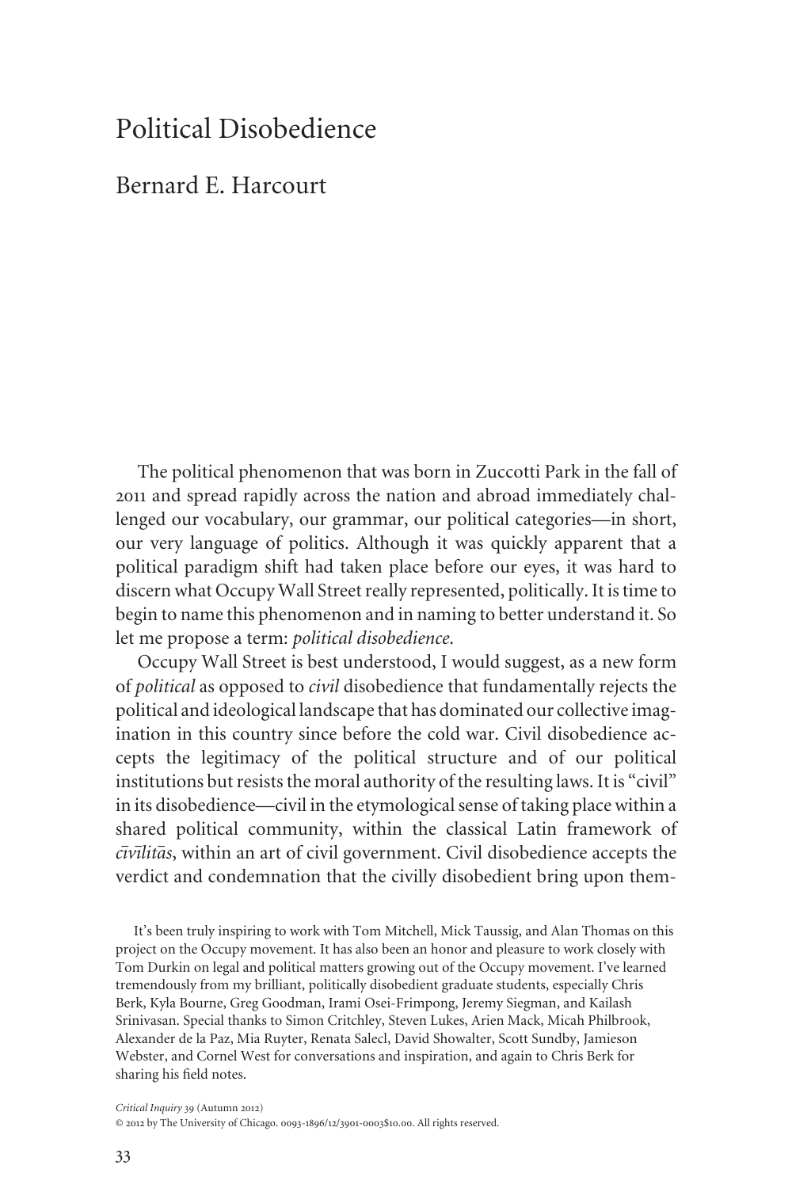# Political Disobedience

## Bernard E. Harcourt

The political phenomenon that was born in Zuccotti Park in the fall of 2011 and spread rapidly across the nation and abroad immediately challenged our vocabulary, our grammar, our political categories—in short, our very language of politics. Although it was quickly apparent that a political paradigm shift had taken place before our eyes, it was hard to discern what Occupy Wall Street really represented, politically. It is time to begin to name this phenomenon and in naming to better understand it. So let me propose a term: *political disobedience*.

Occupy Wall Street is best understood, I would suggest, as a new form of *political* as opposed to *civil* disobedience that fundamentally rejects the political and ideological landscape that has dominated our collective imagination in this country since before the cold war. Civil disobedience accepts the legitimacy of the political structure and of our political institutions but resists the moral authority of the resulting laws. It is "civil" in its disobedience—civil in the etymological sense of taking place within a shared political community, within the classical Latin framework of *cīvīlitās*, within an art of civil government. Civil disobedience accepts the verdict and condemnation that the civilly disobedient bring upon them-

It's been truly inspiring to work with Tom Mitchell, Mick Taussig, and Alan Thomas on this project on the Occupy movement. It has also been an honor and pleasure to work closely with Tom Durkin on legal and political matters growing out of the Occupy movement. I've learned tremendously from my brilliant, politically disobedient graduate students, especially Chris Berk, Kyla Bourne, Greg Goodman, Irami Osei-Frimpong, Jeremy Siegman, and Kailash Srinivasan. Special thanks to Simon Critchley, Steven Lukes, Arien Mack, Micah Philbrook, Alexander de la Paz, Mia Ruyter, Renata Salecl, David Showalter, Scott Sundby, Jamieson Webster, and Cornel West for conversations and inspiration, and again to Chris Berk for sharing his field notes.

*Critical Inquiry* 39 (Autumn 2012)
© 2012 by The University of Chicago. 0093-1896/12/3901-0003$10.00. All rights reserved.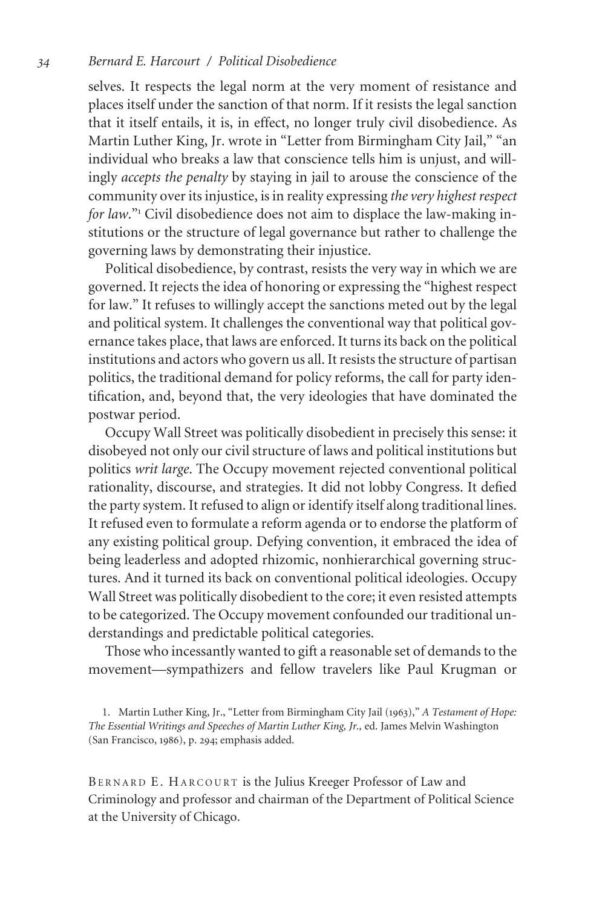selves. It respects the legal norm at the very moment of resistance and places itself under the sanction of that norm. If it resists the legal sanction that it itself entails, it is, in effect, no longer truly civil disobedience. As Martin Luther King, Jr. wrote in "Letter from Birmingham City Jail," "an individual who breaks a law that conscience tells him is unjust, and willingly *accepts the penalty* by staying in jail to arouse the conscience of the community over its injustice, is in reality expressing *the very highest respect for law*."[1] Civil disobedience does not aim to displace the law-making institutions or the structure of legal governance but rather to challenge the governing laws by demonstrating their injustice.

Political disobedience, by contrast, resists the very way in which we are governed. It rejects the idea of honoring or expressing the "highest respect for law." It refuses to willingly accept the sanctions meted out by the legal and political system. It challenges the conventional way that political governance takes place, that laws are enforced. It turns its back on the political institutions and actors who govern us all. It resists the structure of partisan politics, the traditional demand for policy reforms, the call for party identification, and, beyond that, the very ideologies that have dominated the postwar period.

Occupy Wall Street was politically disobedient in precisely this sense: it disobeyed not only our civil structure of laws and political institutions but politics *writ large*. The Occupy movement rejected conventional political rationality, discourse, and strategies. It did not lobby Congress. It defied the party system. It refused to align or identify itself along traditional lines. It refused even to formulate a reform agenda or to endorse the platform of any existing political group. Defying convention, it embraced the idea of being leaderless and adopted rhizomic, nonhierarchical governing structures. And it turned its back on conventional political ideologies. Occupy Wall Street was politically disobedient to the core; it even resisted attempts to be categorized. The Occupy movement confounded our traditional understandings and predictable political categories.

Those who incessantly wanted to gift a reasonable set of demands to the movement—sympathizers and fellow travelers like Paul Krugman or

1. Martin Luther King, Jr., "Letter from Birmingham City Jail (1963)," *A Testament of Hope: The Essential Writings and Speeches of Martin Luther King, Jr.,* ed. James Melvin Washington (San Francisco, 1986), p. 294; emphasis added.

BERNARD E. HARCOURT is the Julius Kreeger Professor of Law and Criminology and professor and chairman of the Department of Political Science at the University of Chicago.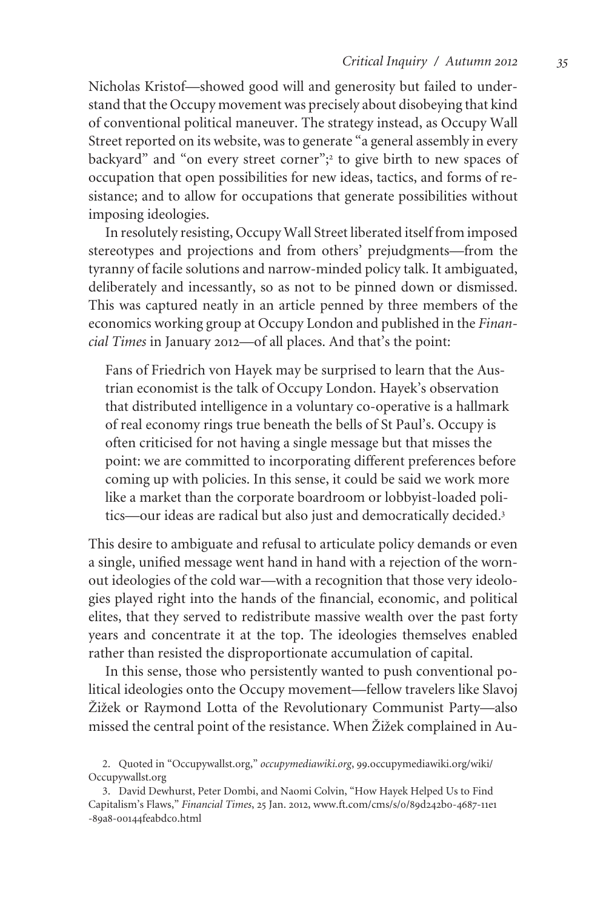Nicholas Kristof—showed good will and generosity but failed to understand that the Occupy movement was precisely about disobeying that kind of conventional political maneuver. The strategy instead, as Occupy Wall Street reported on its website, was to generate "a general assembly in every backyard" and "on every street corner";[2] to give birth to new spaces of occupation that open possibilities for new ideas, tactics, and forms of resistance; and to allow for occupations that generate possibilities without imposing ideologies.

In resolutely resisting, Occupy Wall Street liberated itself from imposed stereotypes and projections and from others' prejudgments—from the tyranny of facile solutions and narrow-minded policy talk. It ambiguated, deliberately and incessantly, so as not to be pinned down or dismissed. This was captured neatly in an article penned by three members of the economics working group at Occupy London and published in the *Financial Times* in January 2012—of all places. And that's the point:

> Fans of Friedrich von Hayek may be surprised to learn that the Austrian economist is the talk of Occupy London. Hayek's observation that distributed intelligence in a voluntary co-operative is a hallmark of real economy rings true beneath the bells of St Paul's. Occupy is often criticised for not having a single message but that misses the point: we are committed to incorporating different preferences before coming up with policies. In this sense, it could be said we work more like a market than the corporate boardroom or lobbyist-loaded politics—our ideas are radical but also just and democratically decided.[3]

This desire to ambiguate and refusal to articulate policy demands or even a single, unified message went hand in hand with a rejection of the worn-out ideologies of the cold war—with a recognition that those very ideologies played right into the hands of the financial, economic, and political elites, that they served to redistribute massive wealth over the past forty years and concentrate it at the top. The ideologies themselves enabled rather than resisted the disproportionate accumulation of capital.

In this sense, those who persistently wanted to push conventional political ideologies onto the Occupy movement—fellow travelers like Slavoj Žižek or Raymond Lotta of the Revolutionary Communist Party—also missed the central point of the resistance. When Žižek complained in Au-

2. Quoted in "Occupywallst.org," *occupymediawiki.org*, 99.occupymediawiki.org/wiki/Occupywallst.org

3. David Dewhurst, Peter Dombi, and Naomi Colvin, "How Hayek Helped Us to Find Capitalism's Flaws," *Financial Times*, 25 Jan. 2012, www.ft.com/cms/s/0/89d242b0-4687-11e1-89a8-00144feabdc0.html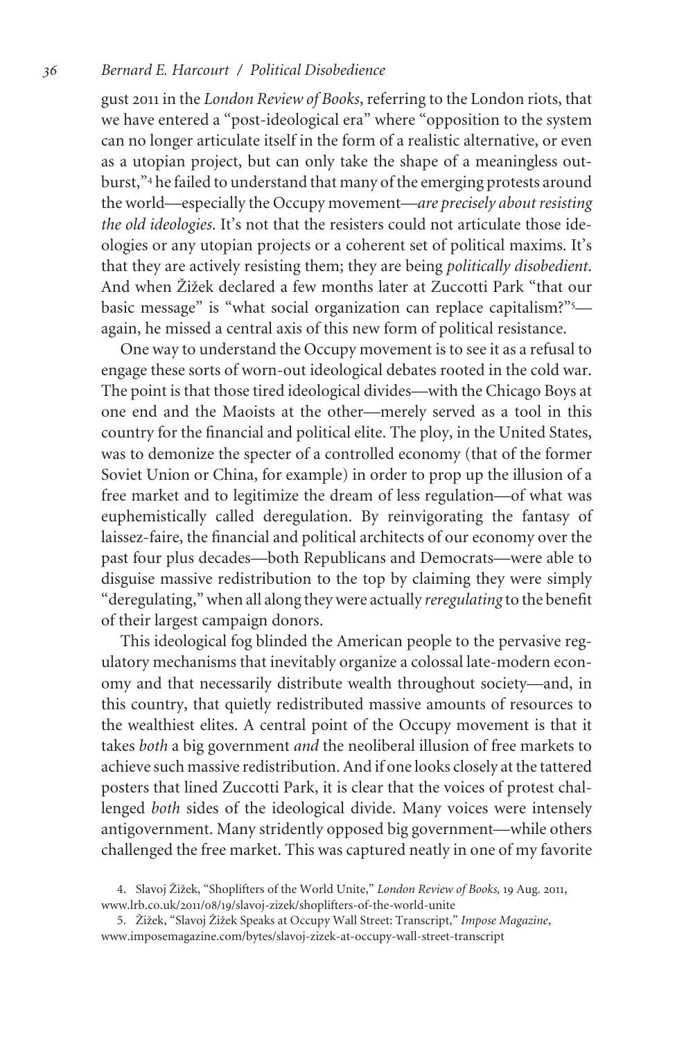gust 2011 in the *London Review of Books*, referring to the London riots, that we have entered a "post-ideological era" where "opposition to the system can no longer articulate itself in the form of a realistic alternative, or even as a utopian project, but can only take the shape of a meaningless outburst,"[4] he failed to understand that many of the emerging protests around the world—especially the Occupy movement—*are precisely about resisting the old ideologies*. It's not that the resisters could not articulate those ideologies or any utopian projects or a coherent set of political maxims. It's that they are actively resisting them; they are being *politically disobedient*. And when Žižek declared a few months later at Zuccotti Park "that our basic message" is "what social organization can replace capitalism?"[5]—again, he missed a central axis of this new form of political resistance.

One way to understand the Occupy movement is to see it as a refusal to engage these sorts of worn-out ideological debates rooted in the cold war. The point is that those tired ideological divides—with the Chicago Boys at one end and the Maoists at the other—merely served as a tool in this country for the financial and political elite. The ploy, in the United States, was to demonize the specter of a controlled economy (that of the former Soviet Union or China, for example) in order to prop up the illusion of a free market and to legitimize the dream of less regulation—of what was euphemistically called deregulation. By reinvigorating the fantasy of laissez-faire, the financial and political architects of our economy over the past four plus decades—both Republicans and Democrats—were able to disguise massive redistribution to the top by claiming they were simply "deregulating," when all along they were actually *reregulating* to the benefit of their largest campaign donors.

This ideological fog blinded the American people to the pervasive regulatory mechanisms that inevitably organize a colossal late-modern economy and that necessarily distribute wealth throughout society—and, in this country, that quietly redistributed massive amounts of resources to the wealthiest elites. A central point of the Occupy movement is that it takes *both* a big government *and* the neoliberal illusion of free markets to achieve such massive redistribution. And if one looks closely at the tattered posters that lined Zuccotti Park, it is clear that the voices of protest challenged *both* sides of the ideological divide. Many voices were intensely antigovernment. Many stridently opposed big government—while others challenged the free market. This was captured neatly in one of my favorite

4. Slavoj Žižek, "Shoplifters of the World Unite," *London Review of Books,* 19 Aug. 2011, www.lrb.co.uk/2011/08/19/slavoj-zizek/shoplifters-of-the-world-unite

5. Žižek, "Slavoj Žižek Speaks at Occupy Wall Street: Transcript," *Impose Magazine*, www.imposemagazine.com/bytes/slavoj-zizek-at-occupy-wall-street-transcript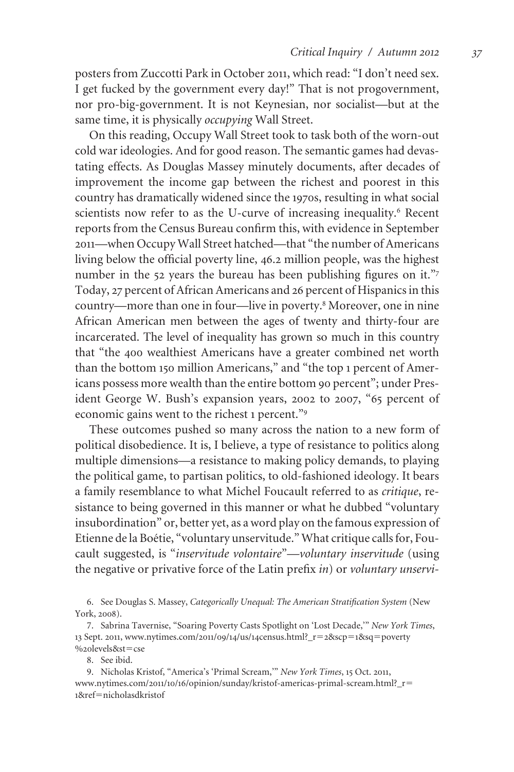posters from Zuccotti Park in October 2011, which read: "I don't need sex. I get fucked by the government every day!" That is not progovernment, nor pro-big-government. It is not Keynesian, nor socialist—but at the same time, it is physically *occupying* Wall Street.

On this reading, Occupy Wall Street took to task both of the worn-out cold war ideologies. And for good reason. The semantic games had devastating effects. As Douglas Massey minutely documents, after decades of improvement the income gap between the richest and poorest in this country has dramatically widened since the 1970s, resulting in what social scientists now refer to as the U-curve of increasing inequality.[6] Recent reports from the Census Bureau confirm this, with evidence in September 2011—when Occupy Wall Street hatched—that "the number of Americans living below the official poverty line, 46.2 million people, was the highest number in the 52 years the bureau has been publishing figures on it."[7] Today, 27 percent of African Americans and 26 percent of Hispanics in this country—more than one in four—live in poverty.[8] Moreover, one in nine African American men between the ages of twenty and thirty-four are incarcerated. The level of inequality has grown so much in this country that "the 400 wealthiest Americans have a greater combined net worth than the bottom 150 million Americans," and "the top 1 percent of Americans possess more wealth than the entire bottom 90 percent"; under President George W. Bush's expansion years, 2002 to 2007, "65 percent of economic gains went to the richest 1 percent."[9]

These outcomes pushed so many across the nation to a new form of political disobedience. It is, I believe, a type of resistance to politics along multiple dimensions—a resistance to making policy demands, to playing the political game, to partisan politics, to old-fashioned ideology. It bears a family resemblance to what Michel Foucault referred to as *critique*, resistance to being governed in this manner or what he dubbed "voluntary insubordination" or, better yet, as a word play on the famous expression of Etienne de la Boétie, "voluntary unservitude." What critique calls for, Foucault suggested, is "*inservitude volontaire*"—*voluntary inservitude* (using the negative or privative force of the Latin prefix *in*) or *voluntary unservi-*

6. See Douglas S. Massey, *Categorically Unequal: The American Stratification System* (New York, 2008).

7. Sabrina Tavernise, "Soaring Poverty Casts Spotlight on 'Lost Decade,'" *New York Times*, 13 Sept. 2011, www.nytimes.com/2011/09/14/us/14census.html?_r=2&scp=1&sq=poverty%20levels&st=cse

8. See ibid.

9. Nicholas Kristof, "America's 'Primal Scream,'" *New York Times*, 15 Oct. 2011, www.nytimes.com/2011/10/16/opinion/sunday/kristof-americas-primal-scream.html?_r=1&ref=nicholasdkristof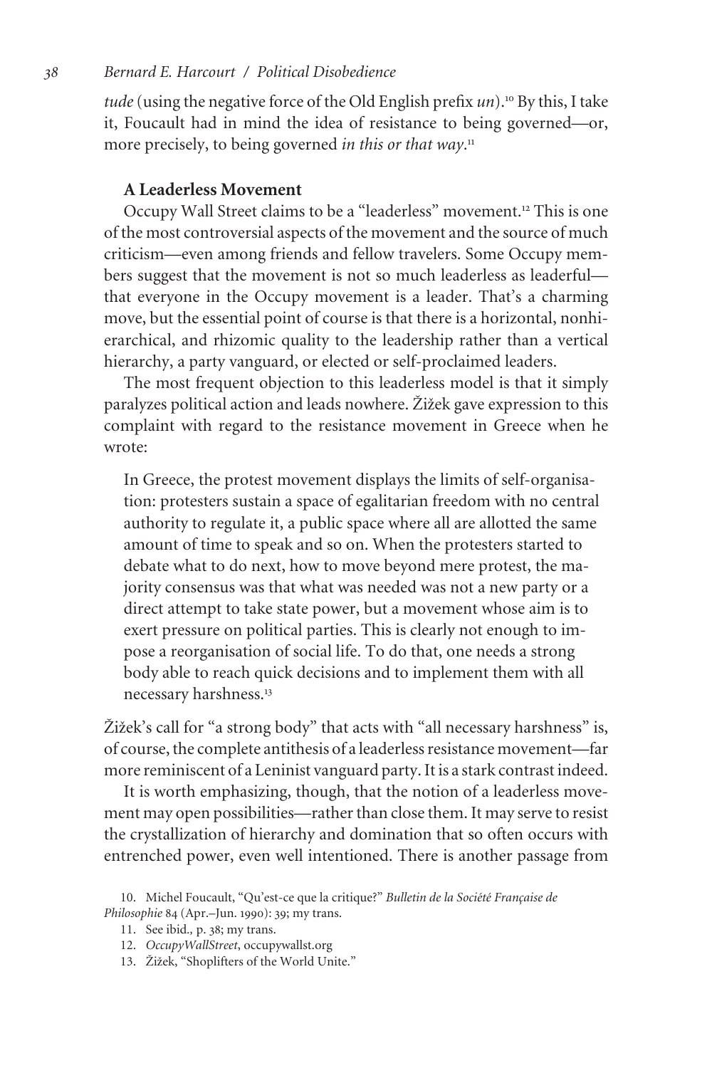*tude* (using the negative force of the Old English prefix *un*).[10] By this, I take it, Foucault had in mind the idea of resistance to being governed—or, more precisely, to being governed *in this or that way*.[11]

### A Leaderless Movement

Occupy Wall Street claims to be a "leaderless" movement.[12] This is one of the most controversial aspects of the movement and the source of much criticism—even among friends and fellow travelers. Some Occupy members suggest that the movement is not so much leaderless as leaderful—that everyone in the Occupy movement is a leader. That's a charming move, but the essential point of course is that there is a horizontal, nonhierarchical, and rhizomic quality to the leadership rather than a vertical hierarchy, a party vanguard, or elected or self-proclaimed leaders.

The most frequent objection to this leaderless model is that it simply paralyzes political action and leads nowhere. Žižek gave expression to this complaint with regard to the resistance movement in Greece when he wrote:

> In Greece, the protest movement displays the limits of self-organisation: protesters sustain a space of egalitarian freedom with no central authority to regulate it, a public space where all are allotted the same amount of time to speak and so on. When the protesters started to debate what to do next, how to move beyond mere protest, the majority consensus was that what was needed was not a new party or a direct attempt to take state power, but a movement whose aim is to exert pressure on political parties. This is clearly not enough to impose a reorganisation of social life. To do that, one needs a strong body able to reach quick decisions and to implement them with all necessary harshness.[13]

Žižek's call for "a strong body" that acts with "all necessary harshness" is, of course, the complete antithesis of a leaderless resistance movement—far more reminiscent of a Leninist vanguard party. It is a stark contrast indeed.

It is worth emphasizing, though, that the notion of a leaderless movement may open possibilities—rather than close them. It may serve to resist the crystallization of hierarchy and domination that so often occurs with entrenched power, even well intentioned. There is another passage from

10. Michel Foucault, "Qu'est-ce que la critique?" *Bulletin de la Société Française de Philosophie* 84 (Apr.–Jun. 1990): 39; my trans.

11. See ibid., p. 38; my trans.

12. *OccupyWallStreet*, occupywallst.org

13. Žižek, "Shoplifters of the World Unite."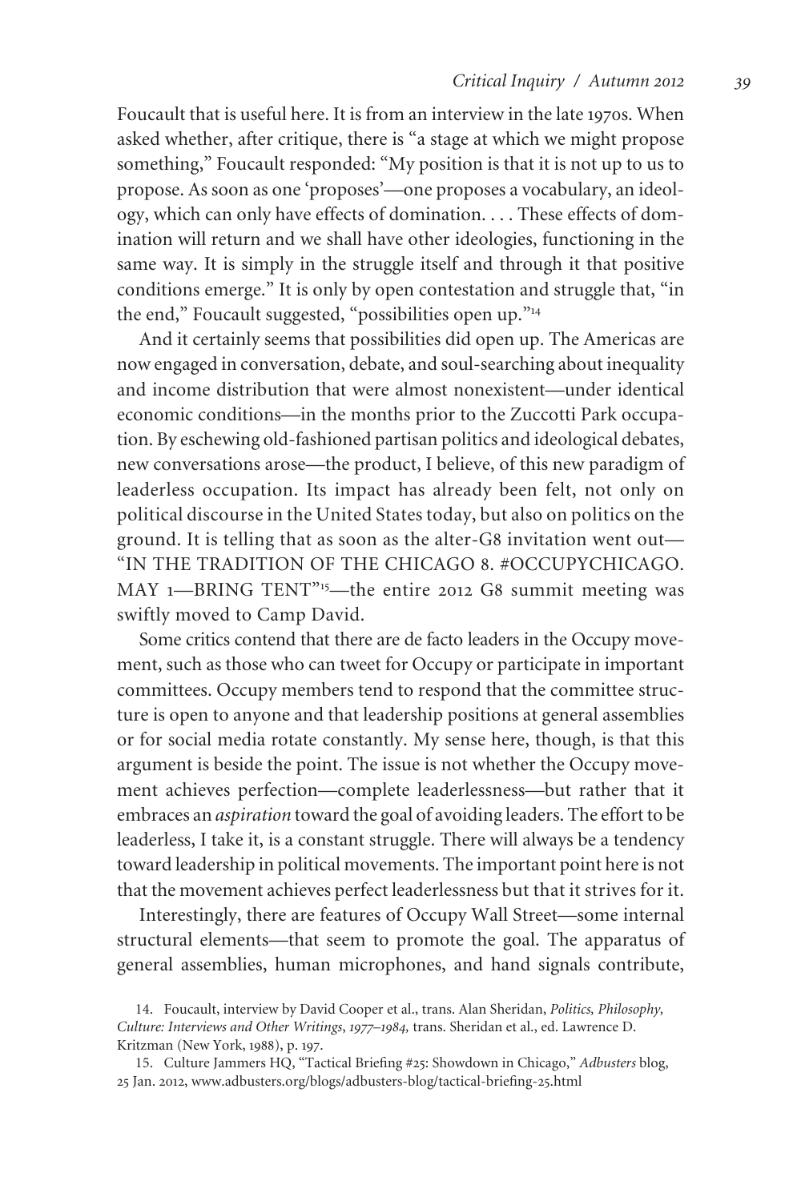Foucault that is useful here. It is from an interview in the late 1970s. When asked whether, after critique, there is "a stage at which we might propose something," Foucault responded: "My position is that it is not up to us to propose. As soon as one 'proposes'—one proposes a vocabulary, an ideology, which can only have effects of domination. . . . These effects of domination will return and we shall have other ideologies, functioning in the same way. It is simply in the struggle itself and through it that positive conditions emerge." It is only by open contestation and struggle that, "in the end," Foucault suggested, "possibilities open up."[14]

And it certainly seems that possibilities did open up. The Americas are now engaged in conversation, debate, and soul-searching about inequality and income distribution that were almost nonexistent—under identical economic conditions—in the months prior to the Zuccotti Park occupation. By eschewing old-fashioned partisan politics and ideological debates, new conversations arose—the product, I believe, of this new paradigm of leaderless occupation. Its impact has already been felt, not only on political discourse in the United States today, but also on politics on the ground. It is telling that as soon as the alter-G8 invitation went out—"IN THE TRADITION OF THE CHICAGO 8. #OCCUPYCHICAGO. MAY 1—BRING TENT"[15]—the entire 2012 G8 summit meeting was swiftly moved to Camp David.

Some critics contend that there are de facto leaders in the Occupy movement, such as those who can tweet for Occupy or participate in important committees. Occupy members tend to respond that the committee structure is open to anyone and that leadership positions at general assemblies or for social media rotate constantly. My sense here, though, is that this argument is beside the point. The issue is not whether the Occupy movement achieves perfection—complete leaderlessness—but rather that it embraces an *aspiration* toward the goal of avoiding leaders. The effort to be leaderless, I take it, is a constant struggle. There will always be a tendency toward leadership in political movements. The important point here is not that the movement achieves perfect leaderlessness but that it strives for it.

Interestingly, there are features of Occupy Wall Street—some internal structural elements—that seem to promote the goal. The apparatus of general assemblies, human microphones, and hand signals contribute,

14. Foucault, interview by David Cooper et al., trans. Alan Sheridan, *Politics, Philosophy, Culture: Interviews and Other Writings, 1977–1984,* trans. Sheridan et al., ed. Lawrence D. Kritzman (New York, 1988), p. 197.

15. Culture Jammers HQ, "Tactical Briefing #25: Showdown in Chicago," *Adbusters* blog, 25 Jan. 2012, www.adbusters.org/blogs/adbusters-blog/tactical-briefing-25.html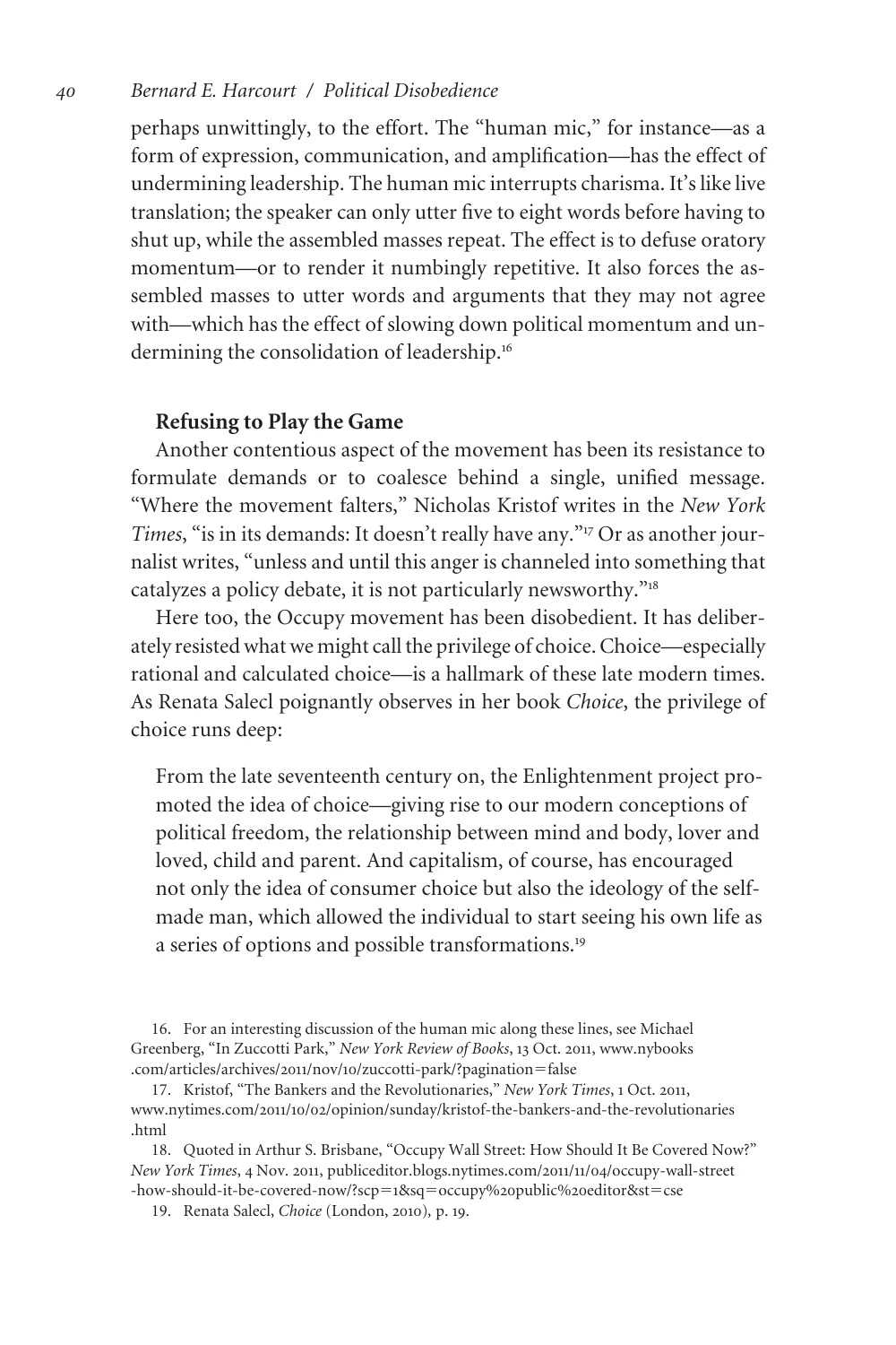perhaps unwittingly, to the effort. The "human mic," for instance—as a form of expression, communication, and amplification—has the effect of undermining leadership. The human mic interrupts charisma. It's like live translation; the speaker can only utter five to eight words before having to shut up, while the assembled masses repeat. The effect is to defuse oratory momentum—or to render it numbingly repetitive. It also forces the assembled masses to utter words and arguments that they may not agree with—which has the effect of slowing down political momentum and undermining the consolidation of leadership.[16]

### Refusing to Play the Game

Another contentious aspect of the movement has been its resistance to formulate demands or to coalesce behind a single, unified message. "Where the movement falters," Nicholas Kristof writes in the *New York Times*, "is in its demands: It doesn't really have any."[17] Or as another journalist writes, "unless and until this anger is channeled into something that catalyzes a policy debate, it is not particularly newsworthy."[18]

Here too, the Occupy movement has been disobedient. It has deliberately resisted what we might call the privilege of choice. Choice—especially rational and calculated choice—is a hallmark of these late modern times. As Renata Salecl poignantly observes in her book *Choice*, the privilege of choice runs deep:

> From the late seventeenth century on, the Enlightenment project promoted the idea of choice—giving rise to our modern conceptions of political freedom, the relationship between mind and body, lover and loved, child and parent. And capitalism, of course, has encouraged not only the idea of consumer choice but also the ideology of the self-made man, which allowed the individual to start seeing his own life as a series of options and possible transformations.[19]

---

16. For an interesting discussion of the human mic along these lines, see Michael Greenberg, "In Zuccotti Park," *New York Review of Books*, 13 Oct. 2011, www.nybooks.com/articles/archives/2011/nov/10/zuccotti-park/?pagination=false

17. Kristof, "The Bankers and the Revolutionaries," *New York Times*, 1 Oct. 2011, www.nytimes.com/2011/10/02/opinion/sunday/kristof-the-bankers-and-the-revolutionaries.html

18. Quoted in Arthur S. Brisbane, "Occupy Wall Street: How Should It Be Covered Now?" *New York Times*, 4 Nov. 2011, publiceditor.blogs.nytimes.com/2011/11/04/occupy-wall-street-how-should-it-be-covered-now/?scp=1&sq=occupy%20public%20editor&st=cse

19. Renata Salecl, *Choice* (London, 2010), p. 19.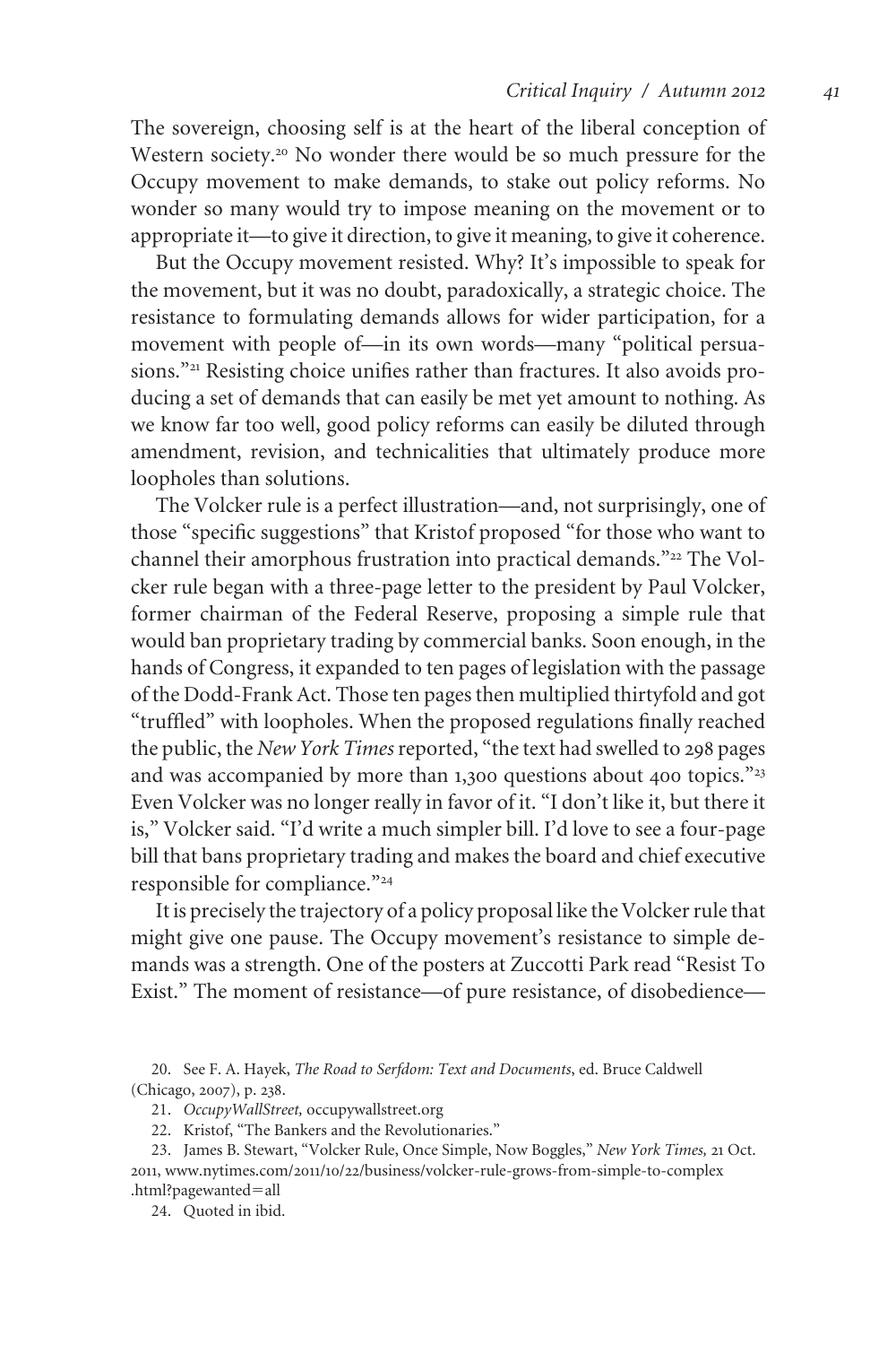The sovereign, choosing self is at the heart of the liberal conception of Western society.[20] No wonder there would be so much pressure for the Occupy movement to make demands, to stake out policy reforms. No wonder so many would try to impose meaning on the movement or to appropriate it—to give it direction, to give it meaning, to give it coherence.

But the Occupy movement resisted. Why? It's impossible to speak for the movement, but it was no doubt, paradoxically, a strategic choice. The resistance to formulating demands allows for wider participation, for a movement with people of—in its own words—many "political persuasions."[21] Resisting choice unifies rather than fractures. It also avoids producing a set of demands that can easily be met yet amount to nothing. As we know far too well, good policy reforms can easily be diluted through amendment, revision, and technicalities that ultimately produce more loopholes than solutions.

The Volcker rule is a perfect illustration—and, not surprisingly, one of those "specific suggestions" that Kristof proposed "for those who want to channel their amorphous frustration into practical demands."[22] The Volcker rule began with a three-page letter to the president by Paul Volcker, former chairman of the Federal Reserve, proposing a simple rule that would ban proprietary trading by commercial banks. Soon enough, in the hands of Congress, it expanded to ten pages of legislation with the passage of the Dodd-Frank Act. Those ten pages then multiplied thirtyfold and got "truffled" with loopholes. When the proposed regulations finally reached the public, the *New York Times* reported, "the text had swelled to 298 pages and was accompanied by more than 1,300 questions about 400 topics."[23] Even Volcker was no longer really in favor of it. "I don't like it, but there it is," Volcker said. "I'd write a much simpler bill. I'd love to see a four-page bill that bans proprietary trading and makes the board and chief executive responsible for compliance."[24]

It is precisely the trajectory of a policy proposal like the Volcker rule that might give one pause. The Occupy movement's resistance to simple demands was a strength. One of the posters at Zuccotti Park read "Resist To Exist." The moment of resistance—of pure resistance, of disobedience—

20. See F. A. Hayek, *The Road to Serfdom: Text and Documents*, ed. Bruce Caldwell (Chicago, 2007), p. 238.

21. *OccupyWallStreet,* occupywallstreet.org

22. Kristof, "The Bankers and the Revolutionaries."

23. James B. Stewart, "Volcker Rule, Once Simple, Now Boggles," *New York Times,* 21 Oct. 2011, www.nytimes.com/2011/10/22/business/volcker-rule-grows-from-simple-to-complex.html?pagewanted=all

24. Quoted in ibid.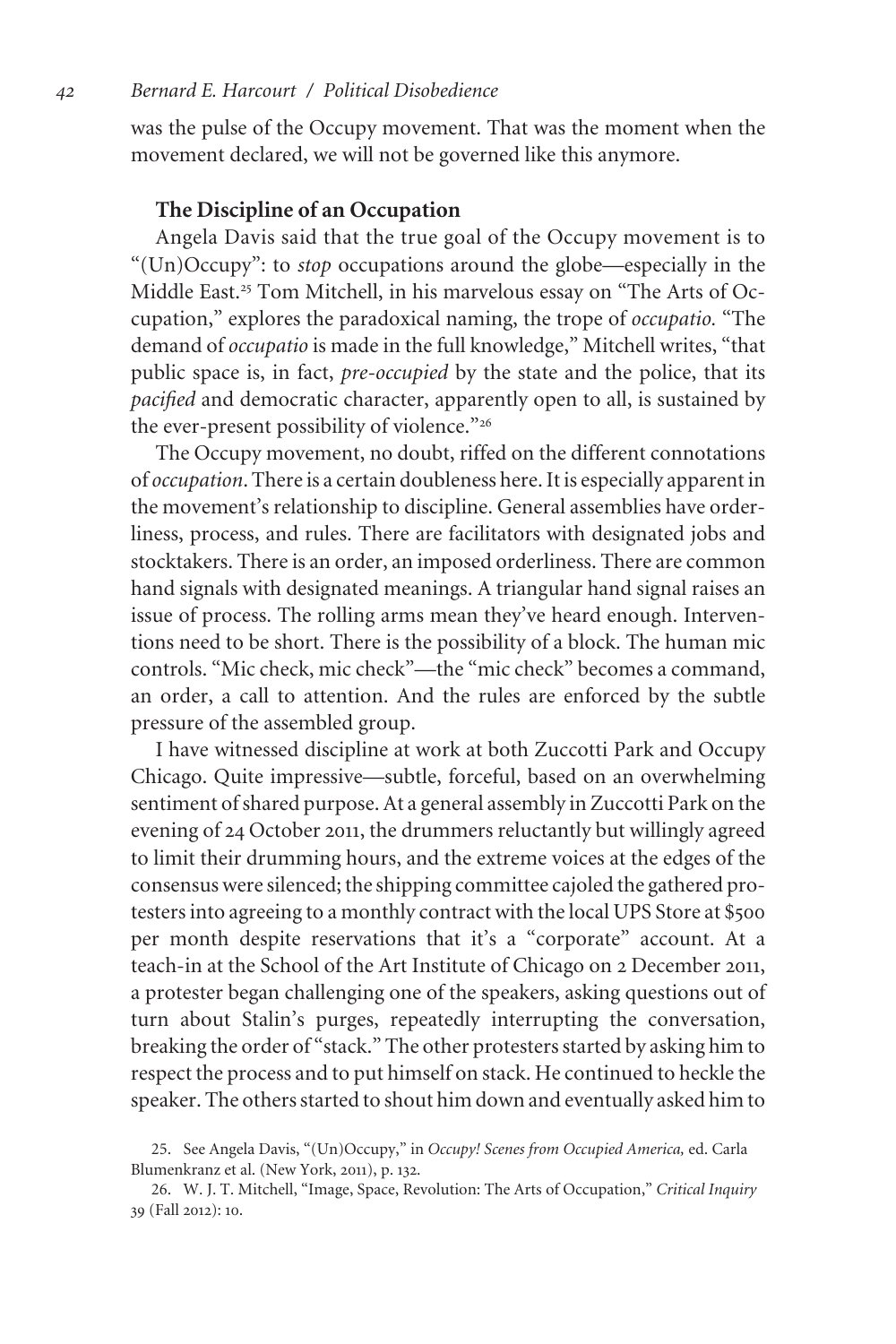was the pulse of the Occupy movement. That was the moment when the movement declared, we will not be governed like this anymore.

### The Discipline of an Occupation

Angela Davis said that the true goal of the Occupy movement is to "(Un)Occupy": to *stop* occupations around the globe—especially in the Middle East.[25] Tom Mitchell, in his marvelous essay on "The Arts of Occupation," explores the paradoxical naming, the trope of *occupatio.* "The demand of *occupatio* is made in the full knowledge," Mitchell writes, "that public space is, in fact, *pre-occupied* by the state and the police, that its *pacified* and democratic character, apparently open to all, is sustained by the ever-present possibility of violence."[26]

The Occupy movement, no doubt, riffed on the different connotations of *occupation*. There is a certain doubleness here. It is especially apparent in the movement's relationship to discipline. General assemblies have orderliness, process, and rules. There are facilitators with designated jobs and stocktakers. There is an order, an imposed orderliness. There are common hand signals with designated meanings. A triangular hand signal raises an issue of process. The rolling arms mean they've heard enough. Interventions need to be short. There is the possibility of a block. The human mic controls. "Mic check, mic check"—the "mic check" becomes a command, an order, a call to attention. And the rules are enforced by the subtle pressure of the assembled group.

I have witnessed discipline at work at both Zuccotti Park and Occupy Chicago. Quite impressive—subtle, forceful, based on an overwhelming sentiment of shared purpose. At a general assembly in Zuccotti Park on the evening of 24 October 2011, the drummers reluctantly but willingly agreed to limit their drumming hours, and the extreme voices at the edges of the consensus were silenced; the shipping committee cajoled the gathered protesters into agreeing to a monthly contract with the local UPS Store at $500 per month despite reservations that it's a "corporate" account. At a teach-in at the School of the Art Institute of Chicago on 2 December 2011, a protester began challenging one of the speakers, asking questions out of turn about Stalin's purges, repeatedly interrupting the conversation, breaking the order of "stack." The other protesters started by asking him to respect the process and to put himself on stack. He continued to heckle the speaker. The others started to shout him down and eventually asked him to

25. See Angela Davis, "(Un)Occupy," in *Occupy! Scenes from Occupied America,* ed. Carla Blumenkranz et al. (New York, 2011), p. 132.

26. W. J. T. Mitchell, "Image, Space, Revolution: The Arts of Occupation," *Critical Inquiry* 39 (Fall 2012): 10.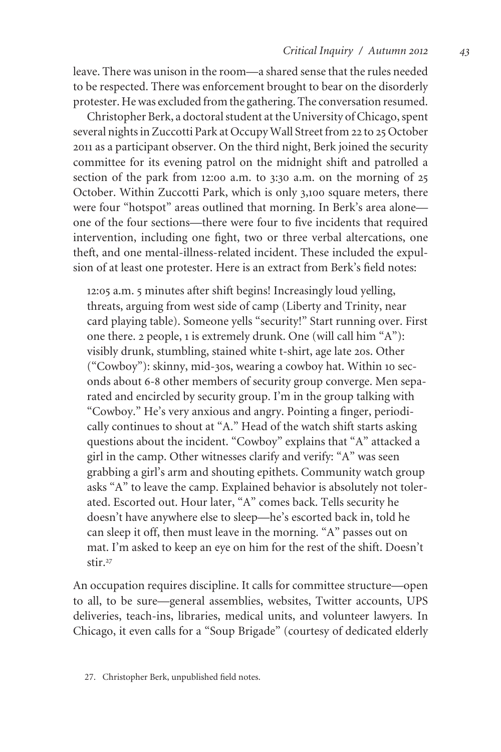leave. There was unison in the room—a shared sense that the rules needed to be respected. There was enforcement brought to bear on the disorderly protester. He was excluded from the gathering. The conversation resumed.

Christopher Berk, a doctoral student at the University of Chicago, spent several nights in Zuccotti Park at Occupy Wall Street from 22 to 25 October 2011 as a participant observer. On the third night, Berk joined the security committee for its evening patrol on the midnight shift and patrolled a section of the park from 12:00 a.m. to 3:30 a.m. on the morning of 25 October. Within Zuccotti Park, which is only 3,100 square meters, there were four "hotspot" areas outlined that morning. In Berk's area alone—one of the four sections—there were four to five incidents that required intervention, including one fight, two or three verbal altercations, one theft, and one mental-illness-related incident. These included the expulsion of at least one protester. Here is an extract from Berk's field notes:

> 12:05 a.m. 5 minutes after shift begins! Increasingly loud yelling, threats, arguing from west side of camp (Liberty and Trinity, near card playing table). Someone yells "security!" Start running over. First one there. 2 people, 1 is extremely drunk. One (will call him "A"): visibly drunk, stumbling, stained white t-shirt, age late 20s. Other ("Cowboy"): skinny, mid-30s, wearing a cowboy hat. Within 10 seconds about 6-8 other members of security group converge. Men separated and encircled by security group. I'm in the group talking with "Cowboy." He's very anxious and angry. Pointing a finger, periodically continues to shout at "A." Head of the watch shift starts asking questions about the incident. "Cowboy" explains that "A" attacked a girl in the camp. Other witnesses clarify and verify: "A" was seen grabbing a girl's arm and shouting epithets. Community watch group asks "A" to leave the camp. Explained behavior is absolutely not tolerated. Escorted out. Hour later, "A" comes back. Tells security he doesn't have anywhere else to sleep—he's escorted back in, told he can sleep it off, then must leave in the morning. "A" passes out on mat. I'm asked to keep an eye on him for the rest of the shift. Doesn't stir.[27]

An occupation requires discipline. It calls for committee structure—open to all, to be sure—general assemblies, websites, Twitter accounts, UPS deliveries, teach-ins, libraries, medical units, and volunteer lawyers. In Chicago, it even calls for a "Soup Brigade" (courtesy of dedicated elderly

27. Christopher Berk, unpublished field notes.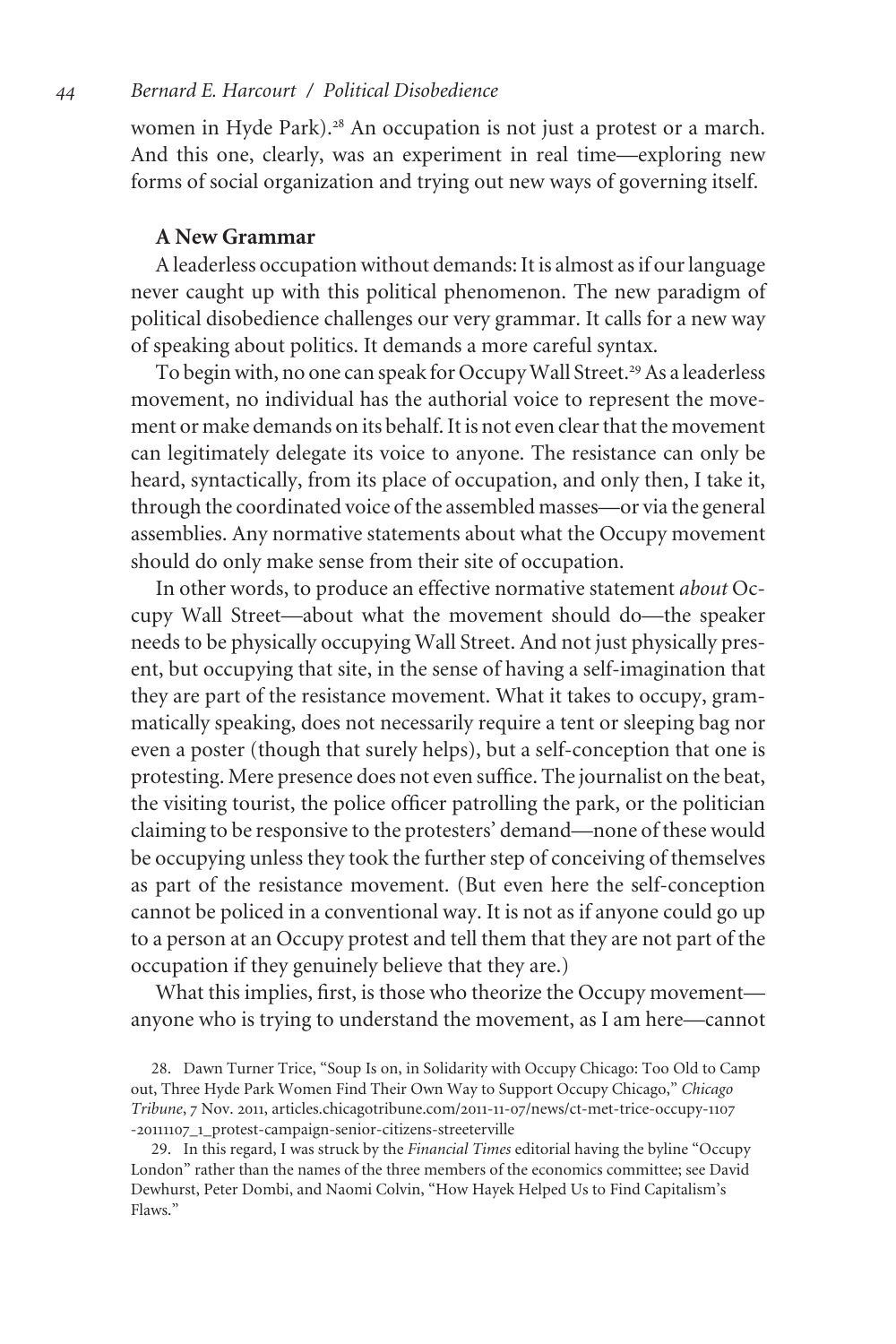women in Hyde Park).[28] An occupation is not just a protest or a march. And this one, clearly, was an experiment in real time—exploring new forms of social organization and trying out new ways of governing itself.

### A New Grammar

A leaderless occupation without demands: It is almost as if our language never caught up with this political phenomenon. The new paradigm of political disobedience challenges our very grammar. It calls for a new way of speaking about politics. It demands a more careful syntax.

To begin with, no one can speak for Occupy Wall Street.[29] As a leaderless movement, no individual has the authorial voice to represent the movement or make demands on its behalf. It is not even clear that the movement can legitimately delegate its voice to anyone. The resistance can only be heard, syntactically, from its place of occupation, and only then, I take it, through the coordinated voice of the assembled masses—or via the general assemblies. Any normative statements about what the Occupy movement should do only make sense from their site of occupation.

In other words, to produce an effective normative statement *about* Occupy Wall Street—about what the movement should do—the speaker needs to be physically occupying Wall Street. And not just physically present, but occupying that site, in the sense of having a self-imagination that they are part of the resistance movement. What it takes to occupy, grammatically speaking, does not necessarily require a tent or sleeping bag nor even a poster (though that surely helps), but a self-conception that one is protesting. Mere presence does not even suffice. The journalist on the beat, the visiting tourist, the police officer patrolling the park, or the politician claiming to be responsive to the protesters' demand—none of these would be occupying unless they took the further step of conceiving of themselves as part of the resistance movement. (But even here the self-conception cannot be policed in a conventional way. It is not as if anyone could go up to a person at an Occupy protest and tell them that they are not part of the occupation if they genuinely believe that they are.)

What this implies, first, is those who theorize the Occupy movement—anyone who is trying to understand the movement, as I am here—cannot

28. Dawn Turner Trice, "Soup Is on, in Solidarity with Occupy Chicago: Too Old to Camp out, Three Hyde Park Women Find Their Own Way to Support Occupy Chicago," *Chicago Tribune*, 7 Nov. 2011, articles.chicagotribune.com/2011-11-07/news/ct-met-trice-occupy-1107-20111107_1_protest-campaign-senior-citizens-streeterville

29. In this regard, I was struck by the *Financial Times* editorial having the byline "Occupy London" rather than the names of the three members of the economics committee; see David Dewhurst, Peter Dombi, and Naomi Colvin, "How Hayek Helped Us to Find Capitalism's Flaws."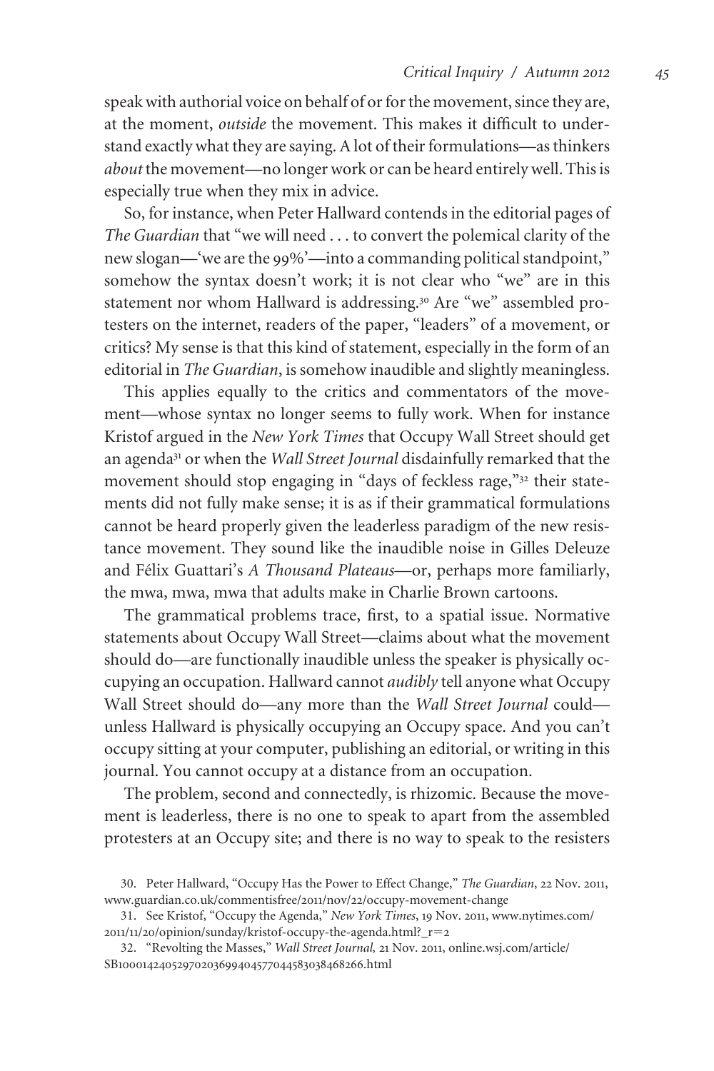speak with authorial voice on behalf of or for the movement, since they are, at the moment, *outside* the movement. This makes it difficult to understand exactly what they are saying. A lot of their formulations—as thinkers *about* the movement—no longer work or can be heard entirely well. This is especially true when they mix in advice.

So, for instance, when Peter Hallward contends in the editorial pages of *The Guardian* that "we will need . . . to convert the polemical clarity of the new slogan—'we are the 99%'—into a commanding political standpoint," somehow the syntax doesn't work; it is not clear who "we" are in this statement nor whom Hallward is addressing.[30] Are "we" assembled protesters on the internet, readers of the paper, "leaders" of a movement, or critics? My sense is that this kind of statement, especially in the form of an editorial in *The Guardian*, is somehow inaudible and slightly meaningless.

This applies equally to the critics and commentators of the movement—whose syntax no longer seems to fully work. When for instance Kristof argued in the *New York Times* that Occupy Wall Street should get an agenda[31] or when the *Wall Street Journal* disdainfully remarked that the movement should stop engaging in "days of feckless rage,"[32] their statements did not fully make sense; it is as if their grammatical formulations cannot be heard properly given the leaderless paradigm of the new resistance movement. They sound like the inaudible noise in Gilles Deleuze and Félix Guattari's *A Thousand Plateaus*—or, perhaps more familiarly, the mwa, mwa, mwa that adults make in Charlie Brown cartoons.

The grammatical problems trace, first, to a spatial issue. Normative statements about Occupy Wall Street—claims about what the movement should do—are functionally inaudible unless the speaker is physically occupying an occupation. Hallward cannot *audibly* tell anyone what Occupy Wall Street should do—any more than the *Wall Street Journal* could—unless Hallward is physically occupying an Occupy space. And you can't occupy sitting at your computer, publishing an editorial, or writing in this journal. You cannot occupy at a distance from an occupation.

The problem, second and connectedly, is rhizomic. Because the movement is leaderless, there is no one to speak to apart from the assembled protesters at an Occupy site; and there is no way to speak to the resisters

30. Peter Hallward, "Occupy Has the Power to Effect Change," *The Guardian*, 22 Nov. 2011, www.guardian.co.uk/commentisfree/2011/nov/22/occupy-movement-change

31. See Kristof, "Occupy the Agenda," *New York Times*, 19 Nov. 2011, www.nytimes.com/2011/11/20/opinion/sunday/kristof-occupy-the-agenda.html?_r=2

32. "Revolting the Masses," *Wall Street Journal,* 21 Nov. 2011, online.wsj.com/article/SB10001424052970203699404577044583038468266.html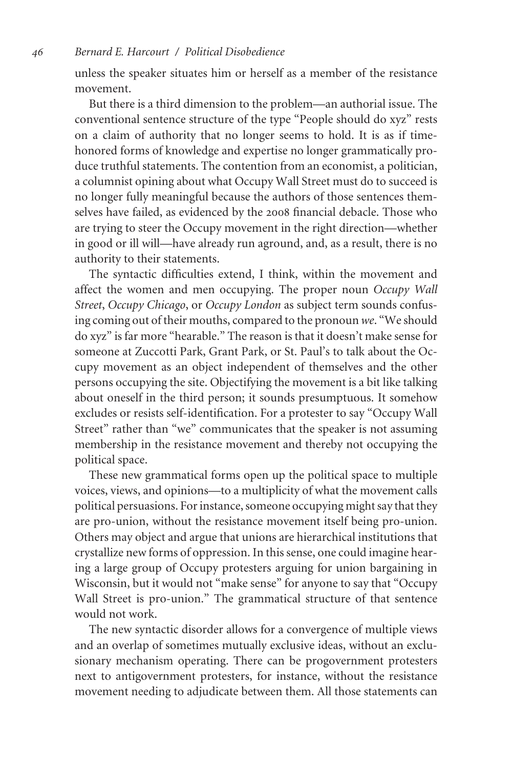unless the speaker situates him or herself as a member of the resistance movement.

But there is a third dimension to the problem—an authorial issue. The conventional sentence structure of the type "People should do xyz" rests on a claim of authority that no longer seems to hold. It is as if time-honored forms of knowledge and expertise no longer grammatically produce truthful statements. The contention from an economist, a politician, a columnist opining about what Occupy Wall Street must do to succeed is no longer fully meaningful because the authors of those sentences themselves have failed, as evidenced by the 2008 financial debacle. Those who are trying to steer the Occupy movement in the right direction—whether in good or ill will—have already run aground, and, as a result, there is no authority to their statements.

The syntactic difficulties extend, I think, within the movement and affect the women and men occupying. The proper noun *Occupy Wall Street*, *Occupy Chicago*, or *Occupy London* as subject term sounds confusing coming out of their mouths, compared to the pronoun *we*. "We should do xyz" is far more "hearable." The reason is that it doesn't make sense for someone at Zuccotti Park, Grant Park, or St. Paul's to talk about the Occupy movement as an object independent of themselves and the other persons occupying the site. Objectifying the movement is a bit like talking about oneself in the third person; it sounds presumptuous. It somehow excludes or resists self-identification. For a protester to say "Occupy Wall Street" rather than "we" communicates that the speaker is not assuming membership in the resistance movement and thereby not occupying the political space.

These new grammatical forms open up the political space to multiple voices, views, and opinions—to a multiplicity of what the movement calls political persuasions. For instance, someone occupying might say that they are pro-union, without the resistance movement itself being pro-union. Others may object and argue that unions are hierarchical institutions that crystallize new forms of oppression. In this sense, one could imagine hearing a large group of Occupy protesters arguing for union bargaining in Wisconsin, but it would not "make sense" for anyone to say that "Occupy Wall Street is pro-union." The grammatical structure of that sentence would not work.

The new syntactic disorder allows for a convergence of multiple views and an overlap of sometimes mutually exclusive ideas, without an exclusionary mechanism operating. There can be progovernment protesters next to antigovernment protesters, for instance, without the resistance movement needing to adjudicate between them. All those statements can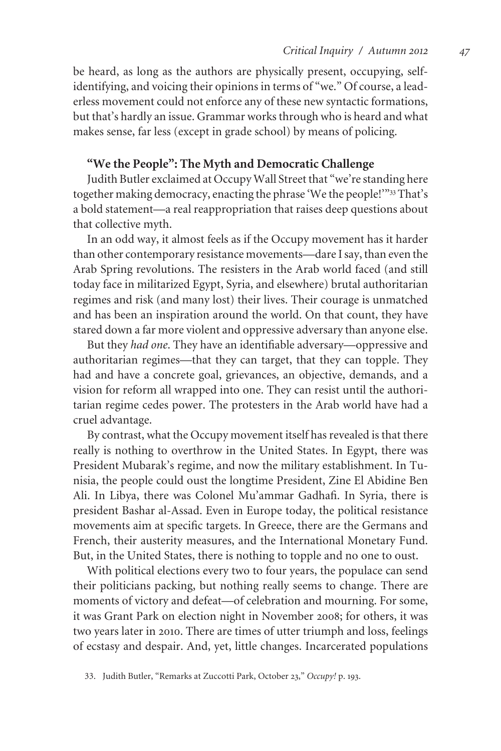be heard, as long as the authors are physically present, occupying, self-identifying, and voicing their opinions in terms of "we." Of course, a leaderless movement could not enforce any of these new syntactic formations, but that's hardly an issue. Grammar works through who is heard and what makes sense, far less (except in grade school) by means of policing.

## "We the People": The Myth and Democratic Challenge

Judith Butler exclaimed at Occupy Wall Street that "we're standing here together making democracy, enacting the phrase 'We the people!'"[33] That's a bold statement—a real reappropriation that raises deep questions about that collective myth.

In an odd way, it almost feels as if the Occupy movement has it harder than other contemporary resistance movements—dare I say, than even the Arab Spring revolutions. The resisters in the Arab world faced (and still today face in militarized Egypt, Syria, and elsewhere) brutal authoritarian regimes and risk (and many lost) their lives. Their courage is unmatched and has been an inspiration around the world. On that count, they have stared down a far more violent and oppressive adversary than anyone else.

But they *had one*. They have an identifiable adversary—oppressive and authoritarian regimes—that they can target, that they can topple. They had and have a concrete goal, grievances, an objective, demands, and a vision for reform all wrapped into one. They can resist until the authoritarian regime cedes power. The protesters in the Arab world have had a cruel advantage.

By contrast, what the Occupy movement itself has revealed is that there really is nothing to overthrow in the United States. In Egypt, there was President Mubarak's regime, and now the military establishment. In Tunisia, the people could oust the longtime President, Zine El Abidine Ben Ali. In Libya, there was Colonel Mu'ammar Gadhafi. In Syria, there is president Bashar al-Assad. Even in Europe today, the political resistance movements aim at specific targets. In Greece, there are the Germans and French, their austerity measures, and the International Monetary Fund. But, in the United States, there is nothing to topple and no one to oust.

With political elections every two to four years, the populace can send their politicians packing, but nothing really seems to change. There are moments of victory and defeat—of celebration and mourning. For some, it was Grant Park on election night in November 2008; for others, it was two years later in 2010. There are times of utter triumph and loss, feelings of ecstasy and despair. And, yet, little changes. Incarcerated populations

33. Judith Butler, "Remarks at Zuccotti Park, October 23," *Occupy!* p. 193.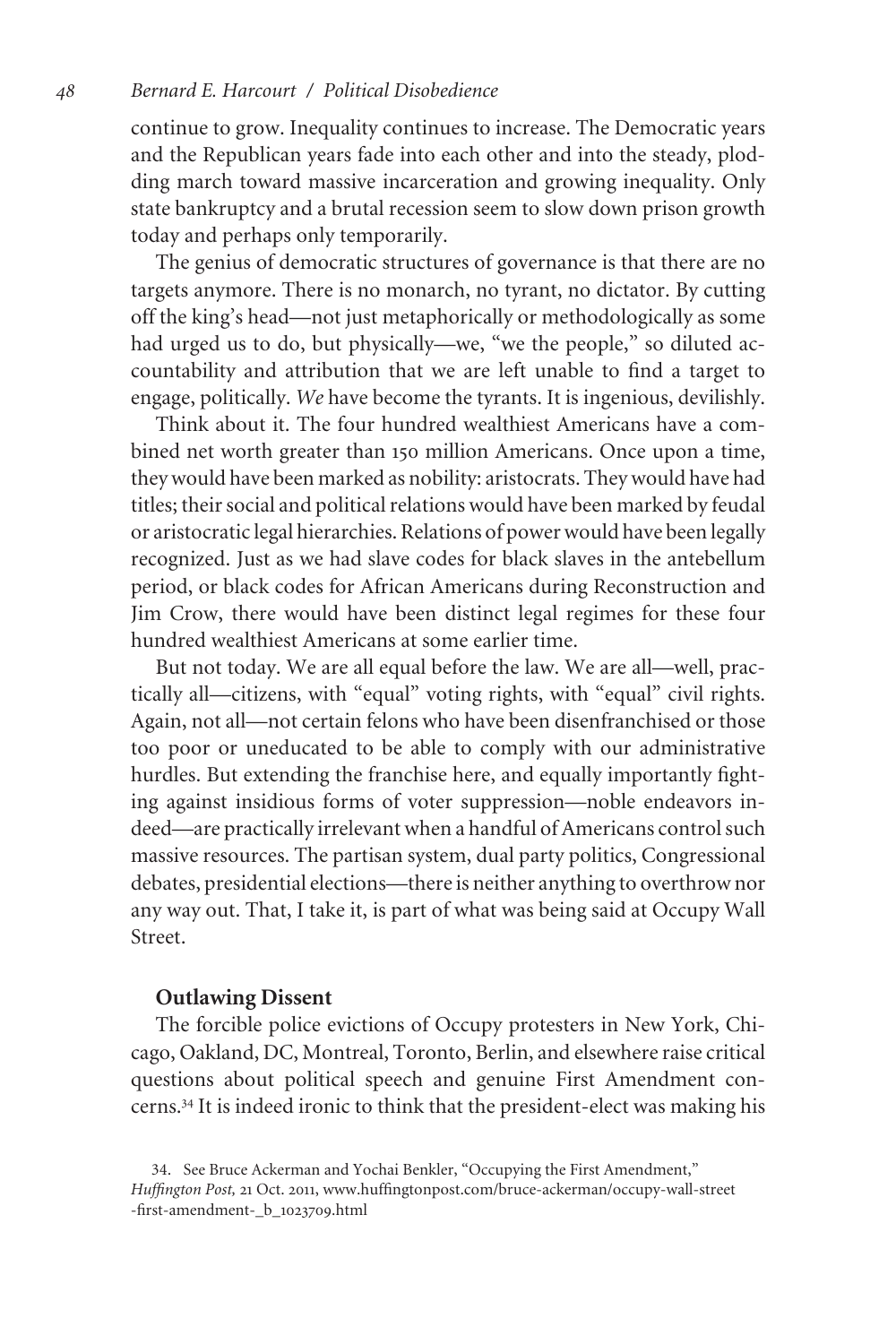continue to grow. Inequality continues to increase. The Democratic years and the Republican years fade into each other and into the steady, plodding march toward massive incarceration and growing inequality. Only state bankruptcy and a brutal recession seem to slow down prison growth today and perhaps only temporarily.

The genius of democratic structures of governance is that there are no targets anymore. There is no monarch, no tyrant, no dictator. By cutting off the king's head—not just metaphorically or methodologically as some had urged us to do, but physically—we, "we the people," so diluted accountability and attribution that we are left unable to find a target to engage, politically. *We* have become the tyrants. It is ingenious, devilishly.

Think about it. The four hundred wealthiest Americans have a combined net worth greater than 150 million Americans. Once upon a time, they would have been marked as nobility: aristocrats. They would have had titles; their social and political relations would have been marked by feudal or aristocratic legal hierarchies. Relations of power would have been legally recognized. Just as we had slave codes for black slaves in the antebellum period, or black codes for African Americans during Reconstruction and Jim Crow, there would have been distinct legal regimes for these four hundred wealthiest Americans at some earlier time.

But not today. We are all equal before the law. We are all—well, practically all—citizens, with "equal" voting rights, with "equal" civil rights. Again, not all—not certain felons who have been disenfranchised or those too poor or uneducated to be able to comply with our administrative hurdles. But extending the franchise here, and equally importantly fighting against insidious forms of voter suppression—noble endeavors indeed—are practically irrelevant when a handful of Americans control such massive resources. The partisan system, dual party politics, Congressional debates, presidential elections—there is neither anything to overthrow nor any way out. That, I take it, is part of what was being said at Occupy Wall Street.

### Outlawing Dissent

The forcible police evictions of Occupy protesters in New York, Chicago, Oakland, DC, Montreal, Toronto, Berlin, and elsewhere raise critical questions about political speech and genuine First Amendment concerns.[34] It is indeed ironic to think that the president-elect was making his

34. See Bruce Ackerman and Yochai Benkler, "Occupying the First Amendment," *Huffington Post,* 21 Oct. 2011, www.huffingtonpost.com/bruce-ackerman/occupy-wall-street-first-amendment-_b_1023709.html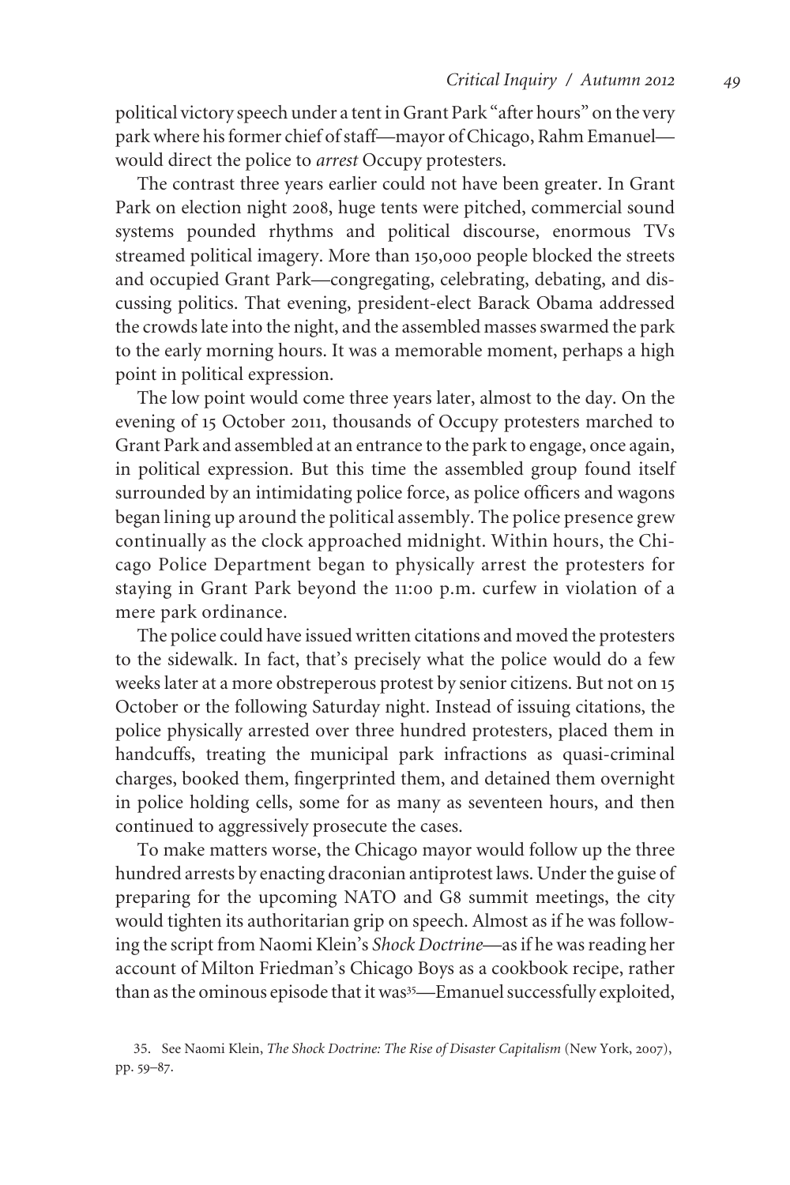political victory speech under a tent in Grant Park "after hours" on the very park where his former chief of staff—mayor of Chicago, Rahm Emanuel—would direct the police to *arrest* Occupy protesters.

The contrast three years earlier could not have been greater. In Grant Park on election night 2008, huge tents were pitched, commercial sound systems pounded rhythms and political discourse, enormous TVs streamed political imagery. More than 150,000 people blocked the streets and occupied Grant Park—congregating, celebrating, debating, and discussing politics. That evening, president-elect Barack Obama addressed the crowds late into the night, and the assembled masses swarmed the park to the early morning hours. It was a memorable moment, perhaps a high point in political expression.

The low point would come three years later, almost to the day. On the evening of 15 October 2011, thousands of Occupy protesters marched to Grant Park and assembled at an entrance to the park to engage, once again, in political expression. But this time the assembled group found itself surrounded by an intimidating police force, as police officers and wagons began lining up around the political assembly. The police presence grew continually as the clock approached midnight. Within hours, the Chicago Police Department began to physically arrest the protesters for staying in Grant Park beyond the 11:00 p.m. curfew in violation of a mere park ordinance.

The police could have issued written citations and moved the protesters to the sidewalk. In fact, that's precisely what the police would do a few weeks later at a more obstreperous protest by senior citizens. But not on 15 October or the following Saturday night. Instead of issuing citations, the police physically arrested over three hundred protesters, placed them in handcuffs, treating the municipal park infractions as quasi-criminal charges, booked them, fingerprinted them, and detained them overnight in police holding cells, some for as many as seventeen hours, and then continued to aggressively prosecute the cases.

To make matters worse, the Chicago mayor would follow up the three hundred arrests by enacting draconian antiprotest laws. Under the guise of preparing for the upcoming NATO and G8 summit meetings, the city would tighten its authoritarian grip on speech. Almost as if he was following the script from Naomi Klein's *Shock Doctrine*—as if he was reading her account of Milton Friedman's Chicago Boys as a cookbook recipe, rather than as the ominous episode that it was[35]—Emanuel successfully exploited,

35. See Naomi Klein, *The Shock Doctrine: The Rise of Disaster Capitalism* (New York, 2007), pp. 59–87.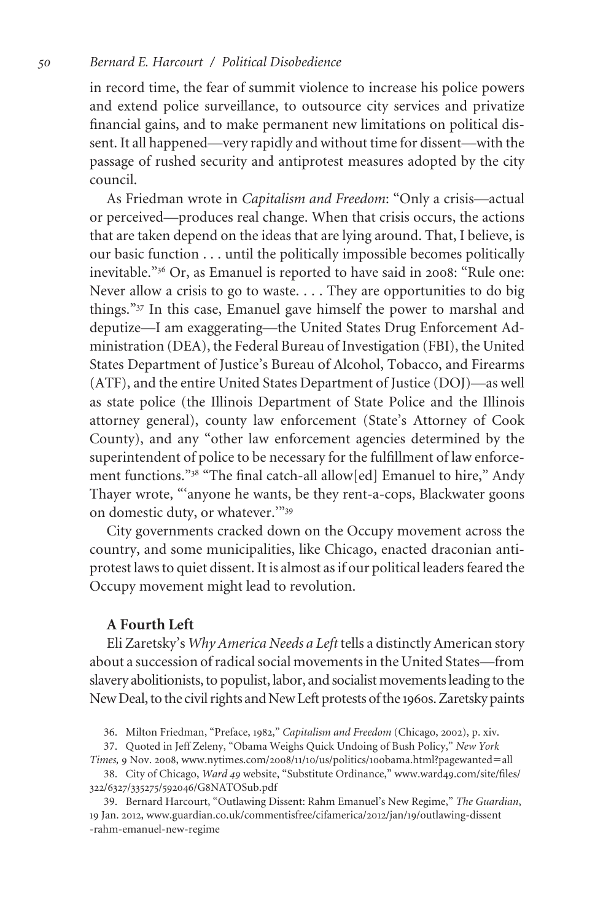in record time, the fear of summit violence to increase his police powers and extend police surveillance, to outsource city services and privatize financial gains, and to make permanent new limitations on political dissent. It all happened—very rapidly and without time for dissent—with the passage of rushed security and antiprotest measures adopted by the city council.

As Friedman wrote in *Capitalism and Freedom*: "Only a crisis—actual or perceived—produces real change. When that crisis occurs, the actions that are taken depend on the ideas that are lying around. That, I believe, is our basic function . . . until the politically impossible becomes politically inevitable."[36] Or, as Emanuel is reported to have said in 2008: "Rule one: Never allow a crisis to go to waste. . . . They are opportunities to do big things."[37] In this case, Emanuel gave himself the power to marshal and deputize—I am exaggerating—the United States Drug Enforcement Administration (DEA), the Federal Bureau of Investigation (FBI), the United States Department of Justice's Bureau of Alcohol, Tobacco, and Firearms (ATF), and the entire United States Department of Justice (DOJ)—as well as state police (the Illinois Department of State Police and the Illinois attorney general), county law enforcement (State's Attorney of Cook County), and any "other law enforcement agencies determined by the superintendent of police to be necessary for the fulfillment of law enforcement functions."[38] "The final catch-all allow[ed] Emanuel to hire," Andy Thayer wrote, "'anyone he wants, be they rent-a-cops, Blackwater goons on domestic duty, or whatever.'"[39]

City governments cracked down on the Occupy movement across the country, and some municipalities, like Chicago, enacted draconian antiprotest laws to quiet dissent. It is almost as if our political leaders feared the Occupy movement might lead to revolution.

### A Fourth Left

Eli Zaretsky's *Why America Needs a Left* tells a distinctly American story about a succession of radical social movements in the United States—from slavery abolitionists, to populist, labor, and socialist movements leading to the New Deal, to the civil rights and New Left protests of the 1960s. Zaretsky paints

36. Milton Friedman, "Preface, 1982," *Capitalism and Freedom* (Chicago, 2002), p. xiv.

37. Quoted in Jeff Zeleny, "Obama Weighs Quick Undoing of Bush Policy," *New York Times,* 9 Nov. 2008, www.nytimes.com/2008/11/10/us/politics/10obama.html?pagewanted=all

38. City of Chicago, *Ward 49* website, "Substitute Ordinance," www.ward49.com/site/files/322/6327/335275/592046/G8NATOSub.pdf

39. Bernard Harcourt, "Outlawing Dissent: Rahm Emanuel's New Regime," *The Guardian*, 19 Jan. 2012, www.guardian.co.uk/commentisfree/cifamerica/2012/jan/19/outlawing-dissent-rahm-emanuel-new-regime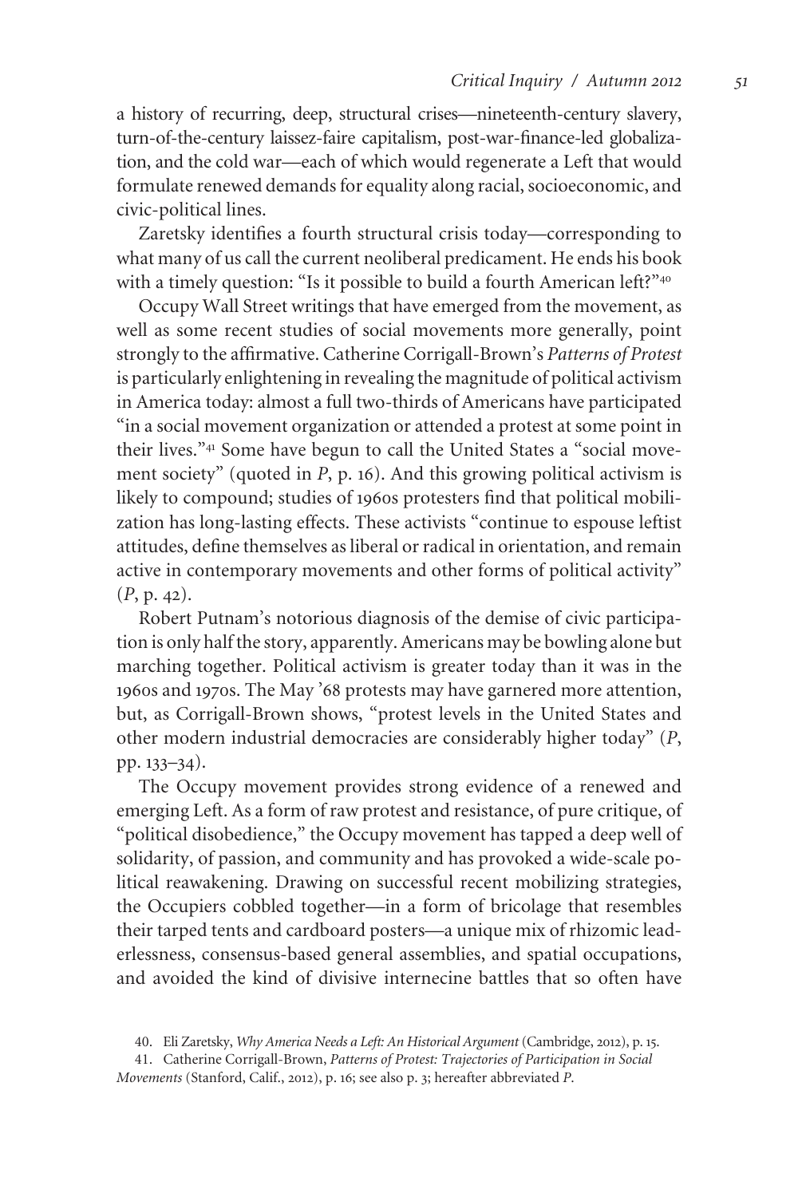a history of recurring, deep, structural crises—nineteenth-century slavery, turn-of-the-century laissez-faire capitalism, post-war-finance-led globalization, and the cold war—each of which would regenerate a Left that would formulate renewed demands for equality along racial, socioeconomic, and civic-political lines.

Zaretsky identifies a fourth structural crisis today—corresponding to what many of us call the current neoliberal predicament. He ends his book with a timely question: "Is it possible to build a fourth American left?"[40]

Occupy Wall Street writings that have emerged from the movement, as well as some recent studies of social movements more generally, point strongly to the affirmative. Catherine Corrigall-Brown's *Patterns of Protest* is particularly enlightening in revealing the magnitude of political activism in America today: almost a full two-thirds of Americans have participated "in a social movement organization or attended a protest at some point in their lives."[41] Some have begun to call the United States a "social movement society" (quoted in *P*, p. 16). And this growing political activism is likely to compound; studies of 1960s protesters find that political mobilization has long-lasting effects. These activists "continue to espouse leftist attitudes, define themselves as liberal or radical in orientation, and remain active in contemporary movements and other forms of political activity" (*P*, p. 42).

Robert Putnam's notorious diagnosis of the demise of civic participation is only half the story, apparently. Americans may be bowling alone but marching together. Political activism is greater today than it was in the 1960s and 1970s. The May '68 protests may have garnered more attention, but, as Corrigall-Brown shows, "protest levels in the United States and other modern industrial democracies are considerably higher today" (*P*, pp. 133–34).

The Occupy movement provides strong evidence of a renewed and emerging Left. As a form of raw protest and resistance, of pure critique, of "political disobedience," the Occupy movement has tapped a deep well of solidarity, of passion, and community and has provoked a wide-scale political reawakening. Drawing on successful recent mobilizing strategies, the Occupiers cobbled together—in a form of bricolage that resembles their tarped tents and cardboard posters—a unique mix of rhizomic leaderlessness, consensus-based general assemblies, and spatial occupations, and avoided the kind of divisive internecine battles that so often have

40. Eli Zaretsky, *Why America Needs a Left: An Historical Argument* (Cambridge, 2012), p. 15.

41. Catherine Corrigall-Brown, *Patterns of Protest: Trajectories of Participation in Social Movements* (Stanford, Calif., 2012), p. 16; see also p. 3; hereafter abbreviated *P*.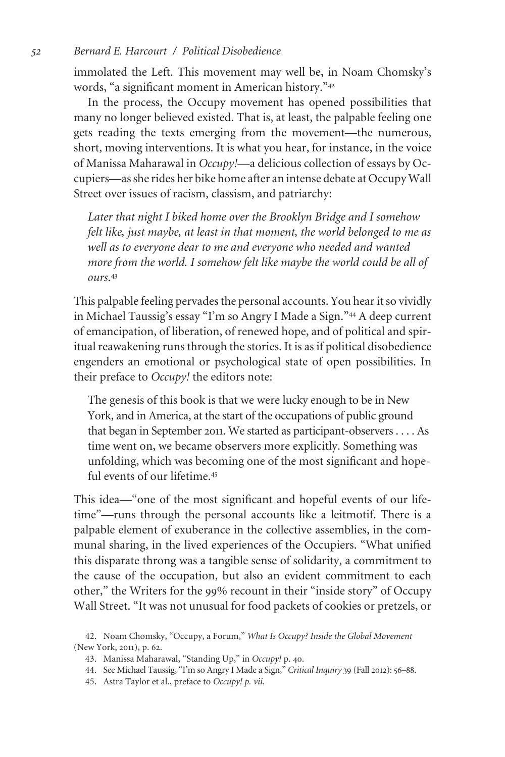immolated the Left. This movement may well be, in Noam Chomsky's words, "a significant moment in American history."[42]

In the process, the Occupy movement has opened possibilities that many no longer believed existed. That is, at least, the palpable feeling one gets reading the texts emerging from the movement—the numerous, short, moving interventions. It is what you hear, for instance, in the voice of Manissa Maharawal in *Occupy!*—a delicious collection of essays by Occupiers—as she rides her bike home after an intense debate at Occupy Wall Street over issues of racism, classism, and patriarchy:

> *Later that night I biked home over the Brooklyn Bridge and I somehow felt like, just maybe, at least in that moment, the world belonged to me as well as to everyone dear to me and everyone who needed and wanted more from the world. I somehow felt like maybe the world could be all of ours.*[43]

This palpable feeling pervades the personal accounts. You hear it so vividly in Michael Taussig's essay "I'm so Angry I Made a Sign."[44] A deep current of emancipation, of liberation, of renewed hope, and of political and spiritual reawakening runs through the stories. It is as if political disobedience engenders an emotional or psychological state of open possibilities. In their preface to *Occupy!* the editors note:

> The genesis of this book is that we were lucky enough to be in New York, and in America, at the start of the occupations of public ground that began in September 2011. We started as participant-observers . . . . As time went on, we became observers more explicitly. Something was unfolding, which was becoming one of the most significant and hopeful events of our lifetime.[45]

This idea—"one of the most significant and hopeful events of our lifetime"—runs through the personal accounts like a leitmotif. There is a palpable element of exuberance in the collective assemblies, in the communal sharing, in the lived experiences of the Occupiers. "What unified this disparate throng was a tangible sense of solidarity, a commitment to the cause of the occupation, but also an evident commitment to each other," the Writers for the 99% recount in their "inside story" of Occupy Wall Street. "It was not unusual for food packets of cookies or pretzels, or

42. Noam Chomsky, "Occupy, a Forum," *What Is Occupy? Inside the Global Movement* (New York, 2011), p. 62.

43. Manissa Maharawal, "Standing Up," in *Occupy!* p. 40.

44. See Michael Taussig, "I'm so Angry I Made a Sign," *Critical Inquiry* 39 (Fall 2012): 56–88.

45. Astra Taylor et al., preface to *Occupy! p. vii.*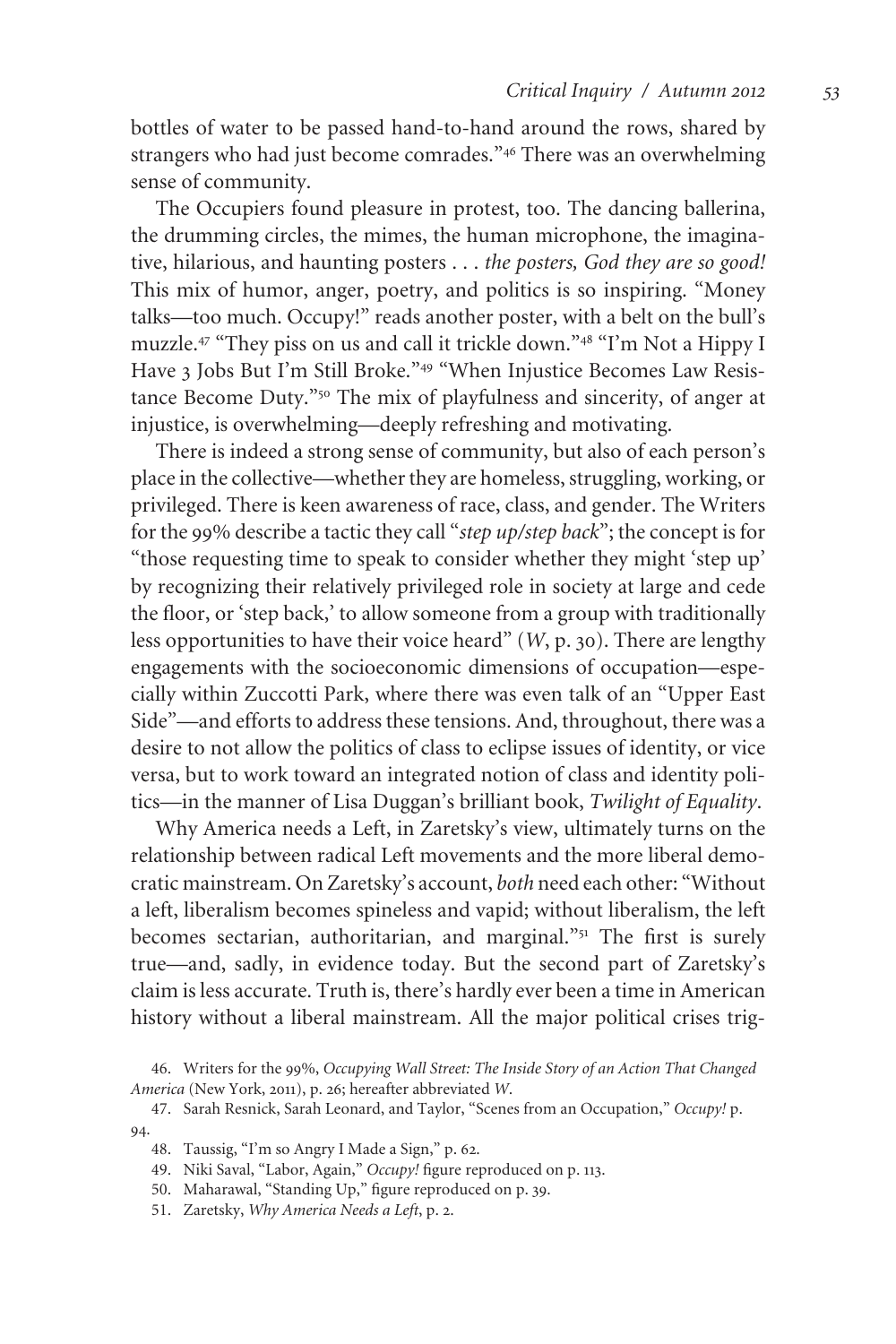bottles of water to be passed hand-to-hand around the rows, shared by strangers who had just become comrades."[46] There was an overwhelming sense of community.

The Occupiers found pleasure in protest, too. The dancing ballerina, the drumming circles, the mimes, the human microphone, the imaginative, hilarious, and haunting posters . . . *the posters, God they are so good!* This mix of humor, anger, poetry, and politics is so inspiring. "Money talks—too much. Occupy!" reads another poster, with a belt on the bull's muzzle.[47] "They piss on us and call it trickle down."[48] "I'm Not a Hippy I Have 3 Jobs But I'm Still Broke."[49] "When Injustice Becomes Law Resistance Become Duty."[50] The mix of playfulness and sincerity, of anger at injustice, is overwhelming—deeply refreshing and motivating.

There is indeed a strong sense of community, but also of each person's place in the collective—whether they are homeless, struggling, working, or privileged. There is keen awareness of race, class, and gender. The Writers for the 99% describe a tactic they call "*step up/step back*"; the concept is for "those requesting time to speak to consider whether they might 'step up' by recognizing their relatively privileged role in society at large and cede the floor, or 'step back,' to allow someone from a group with traditionally less opportunities to have their voice heard" (*W*, p. 30). There are lengthy engagements with the socioeconomic dimensions of occupation—especially within Zuccotti Park, where there was even talk of an "Upper East Side"—and efforts to address these tensions. And, throughout, there was a desire to not allow the politics of class to eclipse issues of identity, or vice versa, but to work toward an integrated notion of class and identity politics—in the manner of Lisa Duggan's brilliant book, *Twilight of Equality*.

Why America needs a Left, in Zaretsky's view, ultimately turns on the relationship between radical Left movements and the more liberal democratic mainstream. On Zaretsky's account, *both* need each other: "Without a left, liberalism becomes spineless and vapid; without liberalism, the left becomes sectarian, authoritarian, and marginal."[51] The first is surely true—and, sadly, in evidence today. But the second part of Zaretsky's claim is less accurate. Truth is, there's hardly ever been a time in American history without a liberal mainstream. All the major political crises trig-

46. Writers for the 99%, *Occupying Wall Street: The Inside Story of an Action That Changed America* (New York, 2011), p. 26; hereafter abbreviated *W*.

47. Sarah Resnick, Sarah Leonard, and Taylor, "Scenes from an Occupation," *Occupy!* p. 94.

48. Taussig, "I'm so Angry I Made a Sign," p. 62.

49. Niki Saval, "Labor, Again," *Occupy!* figure reproduced on p. 113.

50. Maharawal, "Standing Up," figure reproduced on p. 39.

51. Zaretsky, *Why America Needs a Left*, p. 2.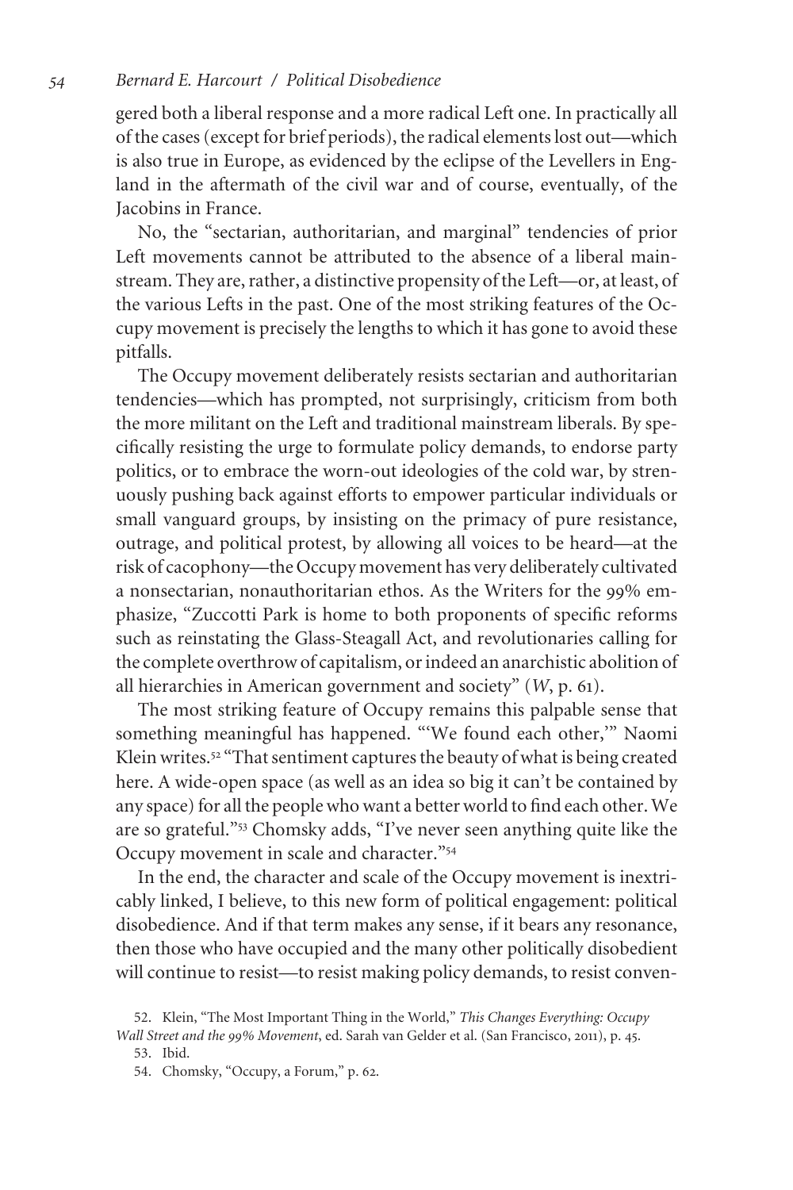gered both a liberal response and a more radical Left one. In practically all of the cases (except for brief periods), the radical elements lost out—which is also true in Europe, as evidenced by the eclipse of the Levellers in England in the aftermath of the civil war and of course, eventually, of the Jacobins in France.

No, the "sectarian, authoritarian, and marginal" tendencies of prior Left movements cannot be attributed to the absence of a liberal mainstream. They are, rather, a distinctive propensity of the Left—or, at least, of the various Lefts in the past. One of the most striking features of the Occupy movement is precisely the lengths to which it has gone to avoid these pitfalls.

The Occupy movement deliberately resists sectarian and authoritarian tendencies—which has prompted, not surprisingly, criticism from both the more militant on the Left and traditional mainstream liberals. By specifically resisting the urge to formulate policy demands, to endorse party politics, or to embrace the worn-out ideologies of the cold war, by strenuously pushing back against efforts to empower particular individuals or small vanguard groups, by insisting on the primacy of pure resistance, outrage, and political protest, by allowing all voices to be heard—at the risk of cacophony—the Occupy movement has very deliberately cultivated a nonsectarian, nonauthoritarian ethos. As the Writers for the 99% emphasize, "Zuccotti Park is home to both proponents of specific reforms such as reinstating the Glass-Steagall Act, and revolutionaries calling for the complete overthrow of capitalism, or indeed an anarchistic abolition of all hierarchies in American government and society" (*W*, p. 61).

The most striking feature of Occupy remains this palpable sense that something meaningful has happened. "'We found each other,'" Naomi Klein writes.[52] "That sentiment captures the beauty of what is being created here. A wide-open space (as well as an idea so big it can't be contained by any space) for all the people who want a better world to find each other. We are so grateful."[53] Chomsky adds, "I've never seen anything quite like the Occupy movement in scale and character."[54]

In the end, the character and scale of the Occupy movement is inextricably linked, I believe, to this new form of political engagement: political disobedience. And if that term makes any sense, if it bears any resonance, then those who have occupied and the many other politically disobedient will continue to resist—to resist making policy demands, to resist conven-

52. Klein, "The Most Important Thing in the World," *This Changes Everything: Occupy Wall Street and the 99% Movement*, ed. Sarah van Gelder et al. (San Francisco, 2011), p. 45.

53. Ibid.

54. Chomsky, "Occupy, a Forum," p. 62.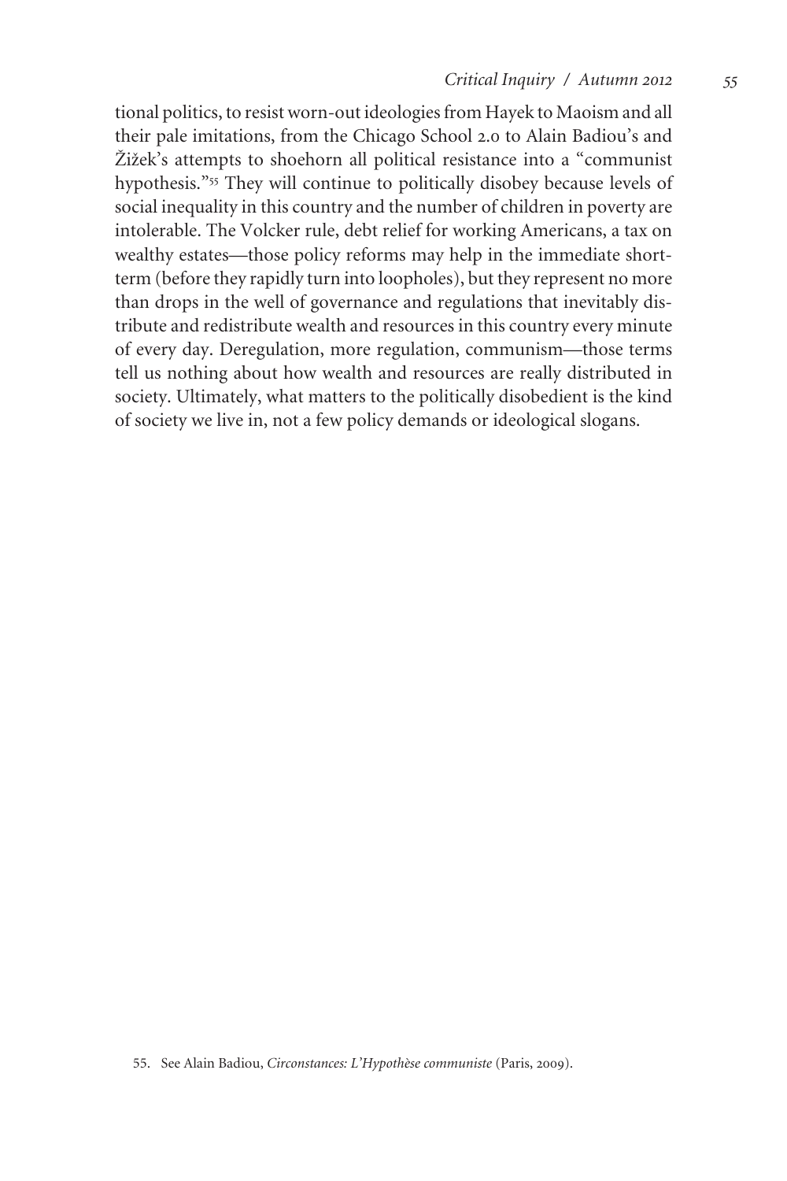tional politics, to resist worn-out ideologies from Hayek to Maoism and all their pale imitations, from the Chicago School 2.0 to Alain Badiou's and Žižek's attempts to shoehorn all political resistance into a "communist hypothesis."[55] They will continue to politically disobey because levels of social inequality in this country and the number of children in poverty are intolerable. The Volcker rule, debt relief for working Americans, a tax on wealthy estates—those policy reforms may help in the immediate short-term (before they rapidly turn into loopholes), but they represent no more than drops in the well of governance and regulations that inevitably distribute and redistribute wealth and resources in this country every minute of every day. Deregulation, more regulation, communism—those terms tell us nothing about how wealth and resources are really distributed in society. Ultimately, what matters to the politically disobedient is the kind of society we live in, not a few policy demands or ideological slogans.

55. See Alain Badiou, *Circonstances: L'Hypothèse communiste* (Paris, 2009).